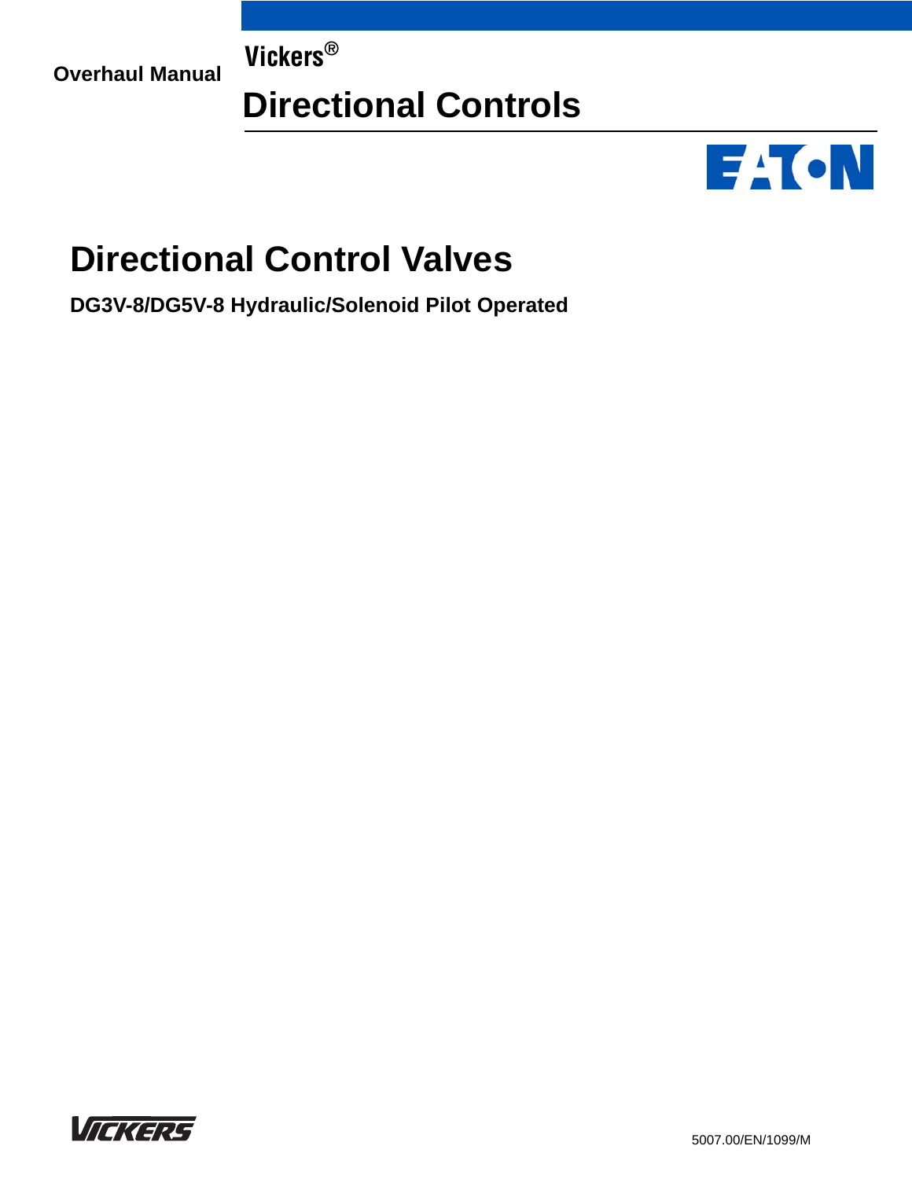Overhaul Manual

Vickers®

# Directional Controls

# Directional Control Valves

**DG3V-8/DG5V-8 Hydraulic/Solenoid Pilot Operated**

5007.00/EN/1099/M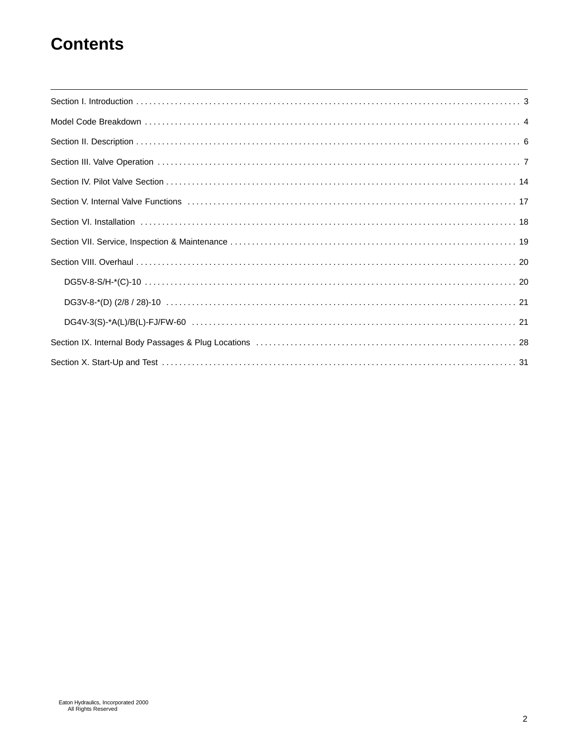# Contents

Section I. Introduction . . . . . . . . . . . . . . . . . . . . . . . . . . . . . . . . . . . . . . . . . . . . . . . . . . . . . . . . . . . . . . . . . . . . . . . . . . . . . . . . . 3

Model Code Breakdown . . . . . . . . . . . . . . . . . . . . . . . . . . . . . . . . . . . . . . . . . . . . . . . . . . . . . . . . . . . . . . . . . . . . . . . . . . . . . . . . 4

Section II. Description . . . . . . . . . . . . . . . . . . . . . . . . . . . . . . . . . . . . . . . . . . . . . . . . . . . . . . . . . . . . . . . . . . . . . . . . . . . . . . . . . . 6

Section III. Valve Operation . . . . . . . . . . . . . . . . . . . . . . . . . . . . . . . . . . . . . . . . . . . . . . . . . . . . . . . . . . . . . . . . . . . . . . . . . . . . . 7

Section IV. Pilot Valve Section . . . . . . . . . . . . . . . . . . . . . . . . . . . . . . . . . . . . . . . . . . . . . . . . . . . . . . . . . . . . . . . . . . . . . . . . . 14

Section V. Internal Valve Functions . . . . . . . . . . . . . . . . . . . . . . . . . . . . . . . . . . . . . . . . . . . . . . . . . . . . . . . . . . . . . . . . . . . . 17

Section VI. Installation . . . . . . . . . . . . . . . . . . . . . . . . . . . . . . . . . . . . . . . . . . . . . . . . . . . . . . . . . . . . . . . . . . . . . . . . . . . . . . . . 18

Section VII. Service, Inspection & Maintenance . . . . . . . . . . . . . . . . . . . . . . . . . . . . . . . . . . . . . . . . . . . . . . . . . . . . . . . . . 19

Section VIII. Overhaul . . . . . . . . . . . . . . . . . . . . . . . . . . . . . . . . . . . . . . . . . . . . . . . . . . . . . . . . . . . . . . . . . . . . . . . . . . . . . . . . 20

- DG5V-8-S/H-*(C)-10 . . . . . . . . . . . . . . . . . . . . . . . . . . . . . . . . . . . . . . . . . . . . . . . . . . . . . . . . . . . . . . . . . . . . . . . . . . . . . . 20
- DG3V-8-*(D) (2/8 / 28)-10 . . . . . . . . . . . . . . . . . . . . . . . . . . . . . . . . . . . . . . . . . . . . . . . . . . . . . . . . . . . . . . . . . . . . . . . . 21
- DG4V-3(S)-*A(L)/B(L)-FJ/FW-60 . . . . . . . . . . . . . . . . . . . . . . . . . . . . . . . . . . . . . . . . . . . . . . . . . . . . . . . . . . . . . . . . . 21

Section IX. Internal Body Passages & Plug Locations . . . . . . . . . . . . . . . . . . . . . . . . . . . . . . . . . . . . . . . . . . . . . . . . . . . 28

Section X. Start-Up and Test . . . . . . . . . . . . . . . . . . . . . . . . . . . . . . . . . . . . . . . . . . . . . . . . . . . . . . . . . . . . . . . . . . . . . . . . . 31

Eaton Hydraulics, Incorporated 2000
All Rights Reserved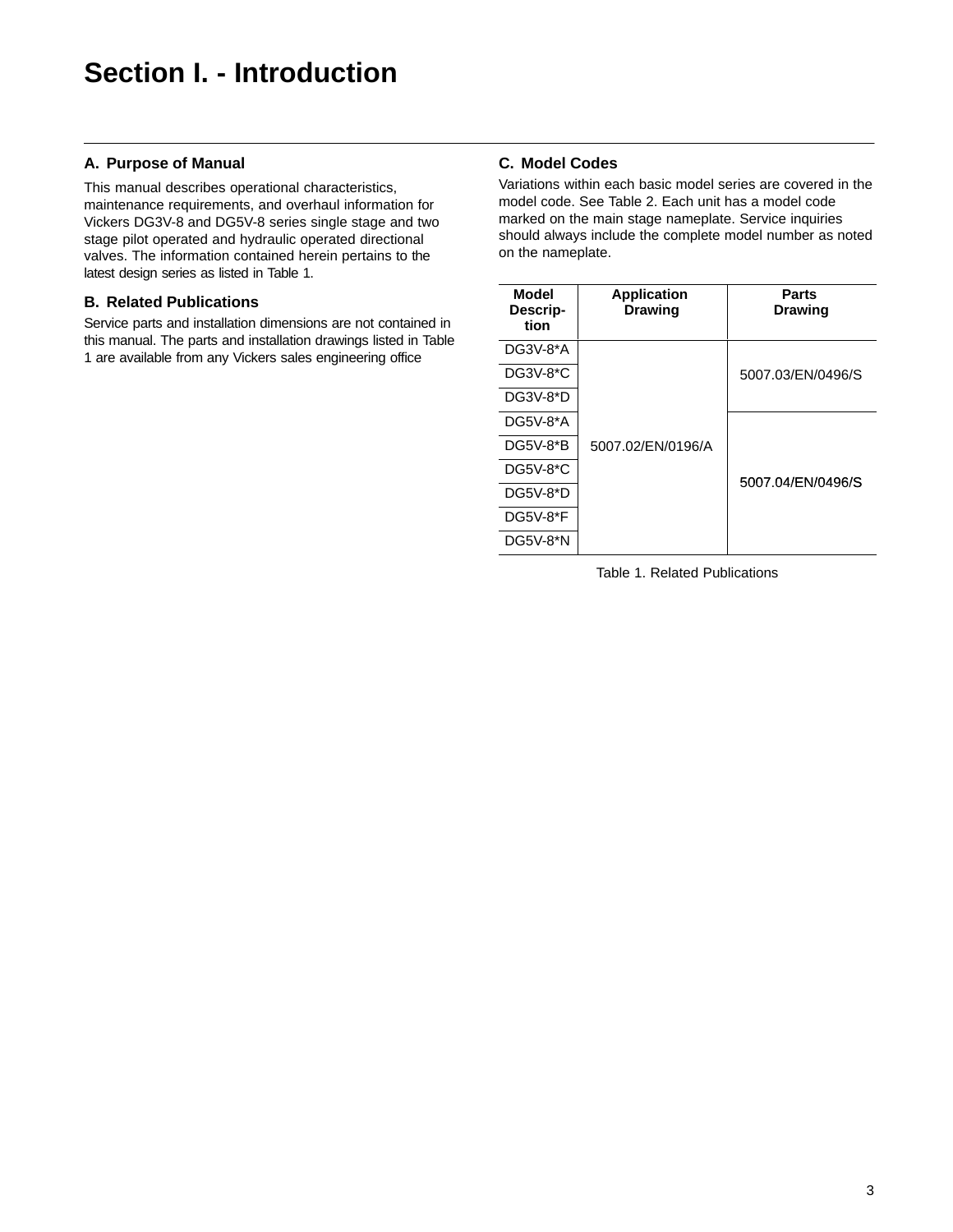# Section I. - Introduction

## A. Purpose of Manual

This manual describes operational characteristics, maintenance requirements, and overhaul information for Vickers DG3V-8 and DG5V-8 series single stage and two stage pilot operated and hydraulic operated directional valves. The information contained herein pertains to the latest design series as listed in Table 1.

## B. Related Publications

Service parts and installation dimensions are not contained in this manual. The parts and installation drawings listed in Table 1 are available from any Vickers sales engineering office

## C. Model Codes

Variations within each basic model series are covered in the model code. See Table 2. Each unit has a model code marked on the main stage nameplate. Service inquiries should always include the complete model number as noted on the nameplate.

| Model Description | Application Drawing | Parts Drawing |
|---|---|---|
| DG3V-8*A | 5007.02/EN/0196/A | 5007.03/EN/0496/S |
| DG3V-8*C | 5007.02/EN/0196/A | 5007.03/EN/0496/S |
| DG3V-8*D | 5007.02/EN/0196/A | 5007.03/EN/0496/S |
| DG5V-8*A | 5007.02/EN/0196/A | 5007.04/EN/0496/S |
| DG5V-8*B | 5007.02/EN/0196/A | 5007.04/EN/0496/S |
| DG5V-8*C | 5007.02/EN/0196/A | 5007.04/EN/0496/S |
| DG5V-8*D | 5007.02/EN/0196/A | 5007.04/EN/0496/S |
| DG5V-8*F | 5007.02/EN/0196/A | 5007.04/EN/0496/S |
| DG5V-8*N | 5007.02/EN/0196/A | 5007.04/EN/0496/S |

Table 1. Related Publications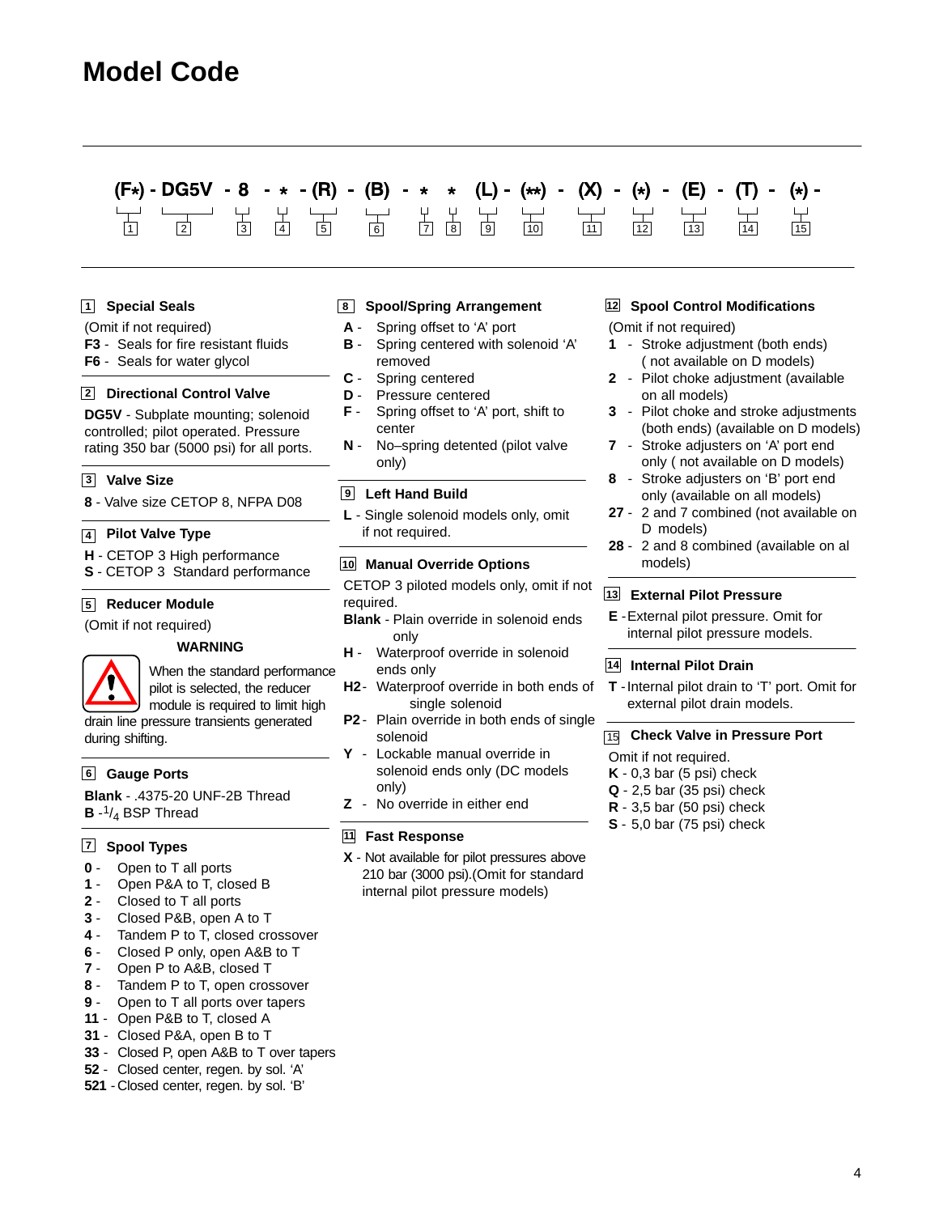# Model Code

**(F\*) - DG5V - 8 - \* - (R) - (B) - \* \* (L) - (\*\*) - (X) - (\*) - (E) - (T) - (\*) -**

1 2 3 4 5 6 7 8 9 10 11 12 13 14 15

### 1 Special Seals

(Omit if not required)

**F3** - Seals for fire resistant fluids
**F6** - Seals for water glycol

### 2 Directional Control Valve

**DG5V** - Subplate mounting; solenoid controlled; pilot operated. Pressure rating 350 bar (5000 psi) for all ports.

### 3 Valve Size

**8** - Valve size CETOP 8, NFPA D08

### 4 Pilot Valve Type

**H** - CETOP 3 High performance
**S** - CETOP 3 Standard performance

### 5 Reducer Module

(Omit if not required)

**WARNING**

When the standard performance pilot is selected, the reducer module is required to limit high drain line pressure transients generated during shifting.

### 6 Gauge Ports

**Blank** - .4375-20 UNF-2B Thread
**B** - $^{1}/_{4}$ BSP Thread

### 7 Spool Types

- **0** - Open to T all ports
- **1** - Open P&A to T, closed B
- **2** - Closed to T all ports
- **3** - Closed P&B, open A to T
- **4** - Tandem P to T, closed crossover
- **6** - Closed P only, open A&B to T
- **7** - Open P to A&B, closed T
- **8** - Tandem P to T, open crossover
- **9** - Open to T all ports over tapers
- **11** - Open P&B to T, closed A
- **31** - Closed P&A, open B to T
- **33** - Closed P, open A&B to T over tapers
- **52** - Closed center, regen. by sol. 'A'
- **521** - Closed center, regen. by sol. 'B'

### 8 Spool/Spring Arrangement

- **A** - Spring offset to 'A' port
- **B** - Spring centered with solenoid 'A' removed
- **C** - Spring centered
- **D** - Pressure centered
- **F** - Spring offset to 'A' port, shift to center
- **N** - No–spring detented (pilot valve only)

### 9 Left Hand Build

**L** - Single solenoid models only, omit if not required.

### 10 Manual Override Options

CETOP 3 piloted models only, omit if not required.

- **Blank** - Plain override in solenoid ends only
- **H** - Waterproof override in solenoid ends only
- **H2** - Waterproof override in both ends of single solenoid
- **P2** - Plain override in both ends of single solenoid
- **Y** - Lockable manual override in solenoid ends only (DC models only)
- **Z** - No override in either end

### 11 Fast Response

**X** - Not available for pilot pressures above 210 bar (3000 psi).(Omit for standard internal pilot pressure models)

### 12 Spool Control Modifications

(Omit if not required)

- **1** - Stroke adjustment (both ends) ( not available on D models)
- **2** - Pilot choke adjustment (available on all models)
- **3** - Pilot choke and stroke adjustments (both ends) (available on D models)
- **7** - Stroke adjusters on 'A' port end only ( not available on D models)
- **8** - Stroke adjusters on 'B' port end only (available on all models)
- **27** - 2 and 7 combined (not available on D models)
- **28** - 2 and 8 combined (available on al models)

### 13 External Pilot Pressure

**E** - External pilot pressure. Omit for internal pilot pressure models.

### 14 Internal Pilot Drain

**T** - Internal pilot drain to 'T' port. Omit for external pilot drain models.

### 15 Check Valve in Pressure Port

Omit if not required.

- **K** - 0,3 bar (5 psi) check
- **Q** - 2,5 bar (35 psi) check
- **R** - 3,5 bar (50 psi) check
- **S** - 5,0 bar (75 psi) check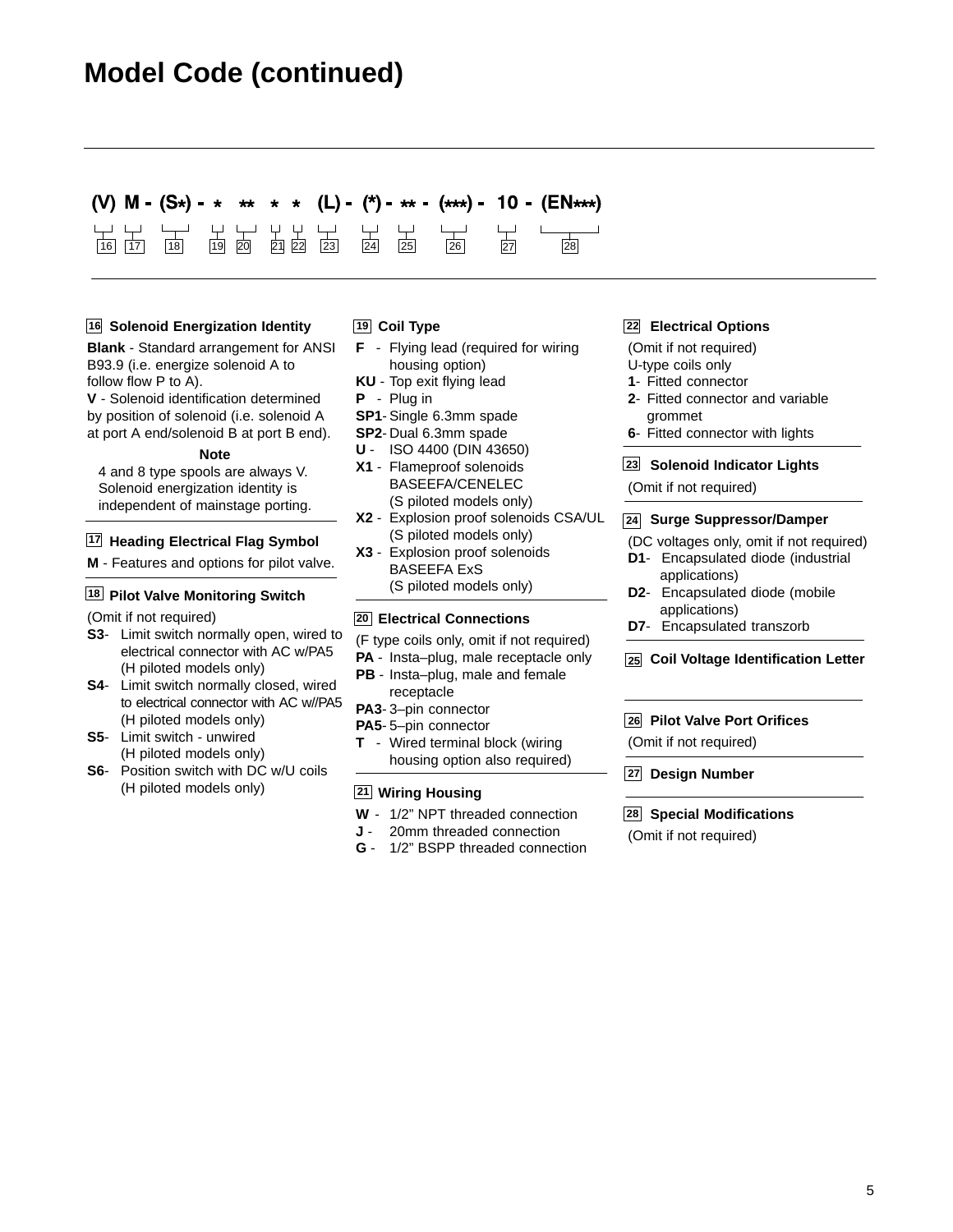# Model Code (continued)

```
(V)  M -  (S*) -  *   **   *   *   (L) -  (*) -  ** -  (***) -  10 -  (EN***)
 16  17    18    19   20  21  22   23     24     25     26      27      28
```

**16 Solenoid Energization Identity**

**Blank** - Standard arrangement for ANSI B93.9 (i.e. energize solenoid A to follow flow P to A).

**V** - Solenoid identification determined by position of solenoid (i.e. solenoid A at port A end/solenoid B at port B end).

**Note**

4 and 8 type spools are always V. Solenoid energization identity is independent of mainstage porting.

**17 Heading Electrical Flag Symbol**

**M** - Features and options for pilot valve.

**18 Pilot Valve Monitoring Switch**

(Omit if not required)

- **S3**- Limit switch normally open, wired to electrical connector with AC w/PA5 (H piloted models only)
- **S4**- Limit switch normally closed, wired to electrical connector with AC w//PA5 (H piloted models only)
- **S5**- Limit switch - unwired (H piloted models only)
- **S6**- Position switch with DC w/U coils (H piloted models only)

**19 Coil Type**

- **F** - Flying lead (required for wiring housing option)
- **KU** - Top exit flying lead
- **P** - Plug in
- **SP1**- Single 6.3mm spade
- **SP2**- Dual 6.3mm spade
- **U** - ISO 4400 (DIN 43650)
- **X1** - Flameproof solenoids BASEEFA/CENELEC (S piloted models only)
- **X2** - Explosion proof solenoids CSA/UL (S piloted models only)
- **X3** - Explosion proof solenoids BASEEFA ExS (S piloted models only)

**20 Electrical Connections**

(F type coils only, omit if not required)

- **PA** - Insta–plug, male receptacle only
- **PB** - Insta–plug, male and female receptacle
- **PA3**- 3–pin connector
- **PA5**- 5–pin connector
- **T** - Wired terminal block (wiring housing option also required)

**21 Wiring Housing**

- **W** - 1/2" NPT threaded connection
- **J** - 20mm threaded connection
- **G** - 1/2" BSPP threaded connection

**22 Electrical Options**

(Omit if not required)
U-type coils only

- **1**- Fitted connector
- **2**- Fitted connector and variable grommet
- **6**- Fitted connector with lights

**23 Solenoid Indicator Lights**

(Omit if not required)

**24 Surge Suppressor/Damper**

(DC voltages only, omit if not required)

- **D1**- Encapsulated diode (industrial applications)
- **D2**- Encapsulated diode (mobile applications)
- **D7**- Encapsulated transzorb

**25 Coil Voltage Identification Letter**

**26 Pilot Valve Port Orifices**

(Omit if not required)

**27 Design Number**

**28 Special Modifications**

(Omit if not required)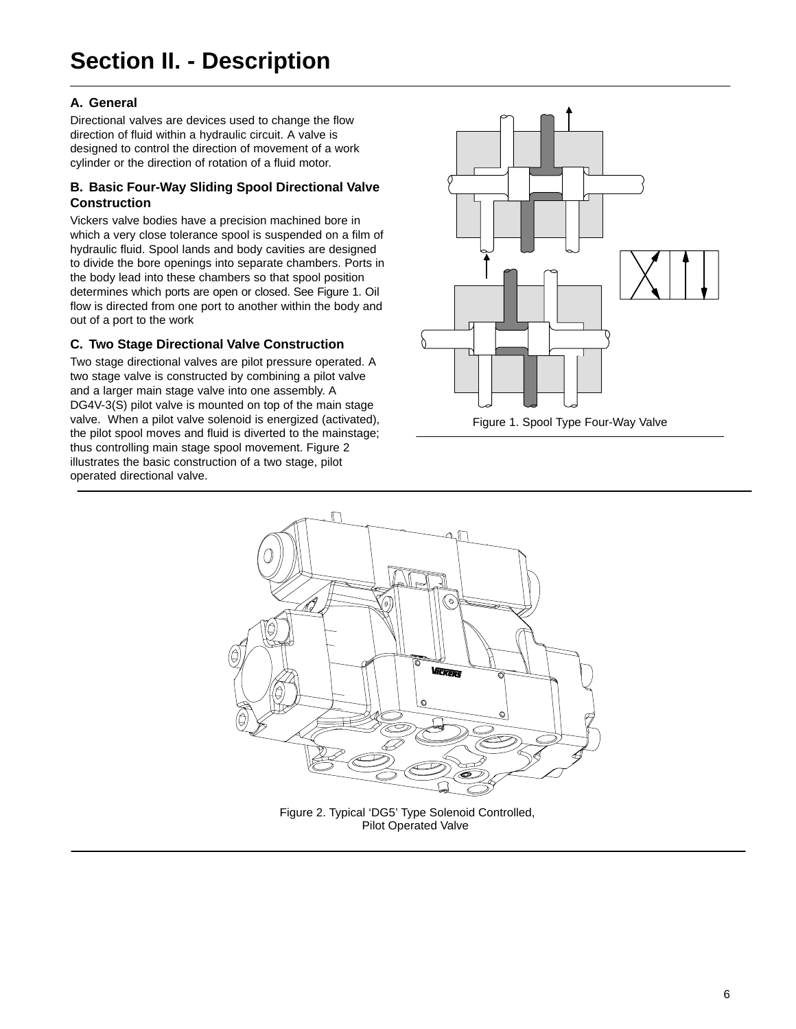# Section II. - Description

### A. General

Directional valves are devices used to change the flow direction of fluid within a hydraulic circuit. A valve is designed to control the direction of movement of a work cylinder or the direction of rotation of a fluid motor.

### B. Basic Four-Way Sliding Spool Directional Valve Construction

Vickers valve bodies have a precision machined bore in which a very close tolerance spool is suspended on a film of hydraulic fluid. Spool lands and body cavities are designed to divide the bore openings into separate chambers. Ports in the body lead into these chambers so that spool position determines which ports are open or closed. See Figure 1. Oil flow is directed from one port to another within the body and out of a port to the work

### C. Two Stage Directional Valve Construction

Two stage directional valves are pilot pressure operated. A two stage valve is constructed by combining a pilot valve and a larger main stage valve into one assembly. A DG4V-3(S) pilot valve is mounted on top of the main stage valve. When a pilot valve solenoid is energized (activated), the pilot spool moves and fluid is diverted to the mainstage; thus controlling main stage spool movement. Figure 2 illustrates the basic construction of a two stage, pilot operated directional valve.

Figure 1. Spool Type Four-Way Valve

Figure 2. Typical 'DG5' Type Solenoid Controlled, Pilot Operated Valve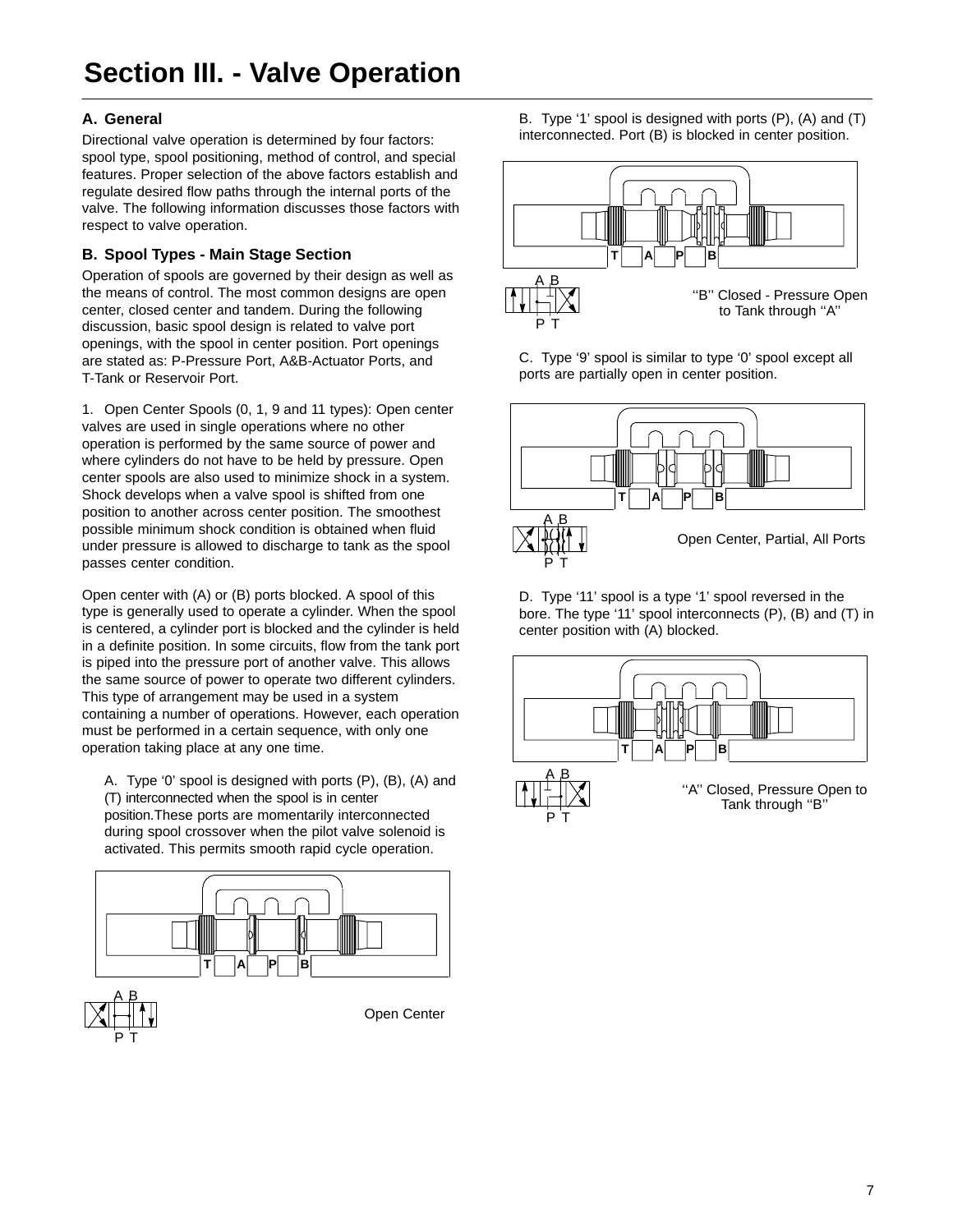# Section III. - Valve Operation

## A. General

Directional valve operation is determined by four factors: spool type, spool positioning, method of control, and special features. Proper selection of the above factors establish and regulate desired flow paths through the internal ports of the valve. The following information discusses those factors with respect to valve operation.

## B. Spool Types - Main Stage Section

Operation of spools are governed by their design as well as the means of control. The most common designs are open center, closed center and tandem. During the following discussion, basic spool design is related to valve port openings, with the spool in center position. Port openings are stated as: P-Pressure Port, A&B-Actuator Ports, and T-Tank or Reservoir Port.

1. Open Center Spools (0, 1, 9 and 11 types): Open center valves are used in single operations where no other operation is performed by the same source of power and where cylinders do not have to be held by pressure. Open center spools are also used to minimize shock in a system. Shock develops when a valve spool is shifted from one position to another across center position. The smoothest possible minimum shock condition is obtained when fluid under pressure is allowed to discharge to tank as the spool passes center condition.

Open center with (A) or (B) ports blocked. A spool of this type is generally used to operate a cylinder. When the spool is centered, a cylinder port is blocked and the cylinder is held in a definite position. In some circuits, flow from the tank port is piped into the pressure port of another valve. This allows the same source of power to operate two different cylinders. This type of arrangement may be used in a system containing a number of operations. However, each operation must be performed in a certain sequence, with only one operation taking place at any one time.

A. Type ‘0’ spool is designed with ports (P), (B), (A) and (T) interconnected when the spool is in center position.These ports are momentarily interconnected during spool crossover when the pilot valve solenoid is activated. This permits smooth rapid cycle operation.

T A P B

A B

P T

Open Center

B. Type ‘1’ spool is designed with ports (P), (A) and (T) interconnected. Port (B) is blocked in center position.

T A P B

A B

P T

‘‘B’’ Closed - Pressure Open to Tank through ‘‘A’’

C. Type ‘9’ spool is similar to type ‘0’ spool except all ports are partially open in center position.

T A P B

A B

P T

Open Center, Partial, All Ports

D. Type ‘11’ spool is a type ‘1’ spool reversed in the bore. The type ‘11’ spool interconnects (P), (B) and (T) in center position with (A) blocked.

T A P B

A B

P T

‘‘A’’ Closed, Pressure Open to Tank through ‘‘B’’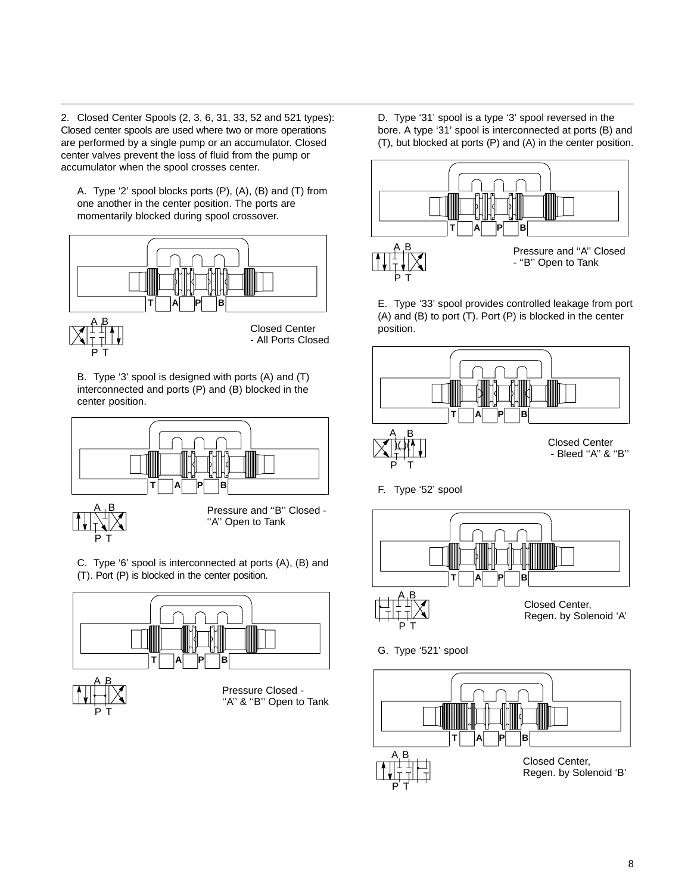2. Closed Center Spools (2, 3, 6, 31, 33, 52 and 521 types): Closed center spools are used where two or more operations are performed by a single pump or an accumulator. Closed center valves prevent the loss of fluid from the pump or accumulator when the spool crosses center.

A. Type '2' spool blocks ports (P), (A), (B) and (T) from one another in the center position. The ports are momentarily blocked during spool crossover.

T A P B

A B
P T

Closed Center
- All Ports Closed

B. Type '3' spool is designed with ports (A) and (T) interconnected and ports (P) and (B) blocked in the center position.

T A P B

A B
P T

Pressure and "B" Closed -
"A" Open to Tank

C. Type '6' spool is interconnected at ports (A), (B) and (T). Port (P) is blocked in the center position.

T A P B

A B
P T

Pressure Closed -
"A" & "B" Open to Tank

D. Type '31' spool is a type '3' spool reversed in the bore. A type '31' spool is interconnected at ports (B) and (T), but blocked at ports (P) and (A) in the center position.

T A P B

A B
P T

Pressure and "A" Closed
- "B" Open to Tank

E. Type '33' spool provides controlled leakage from port (A) and (B) to port (T). Port (P) is blocked in the center position.

T A P B

A B
P T

Closed Center
- Bleed "A" & "B"

F. Type '52' spool

T A P B

A B
P T

Closed Center,
Regen. by Solenoid 'A'

G. Type '521' spool

T A P B

A B
P T

Closed Center,
Regen. by Solenoid 'B'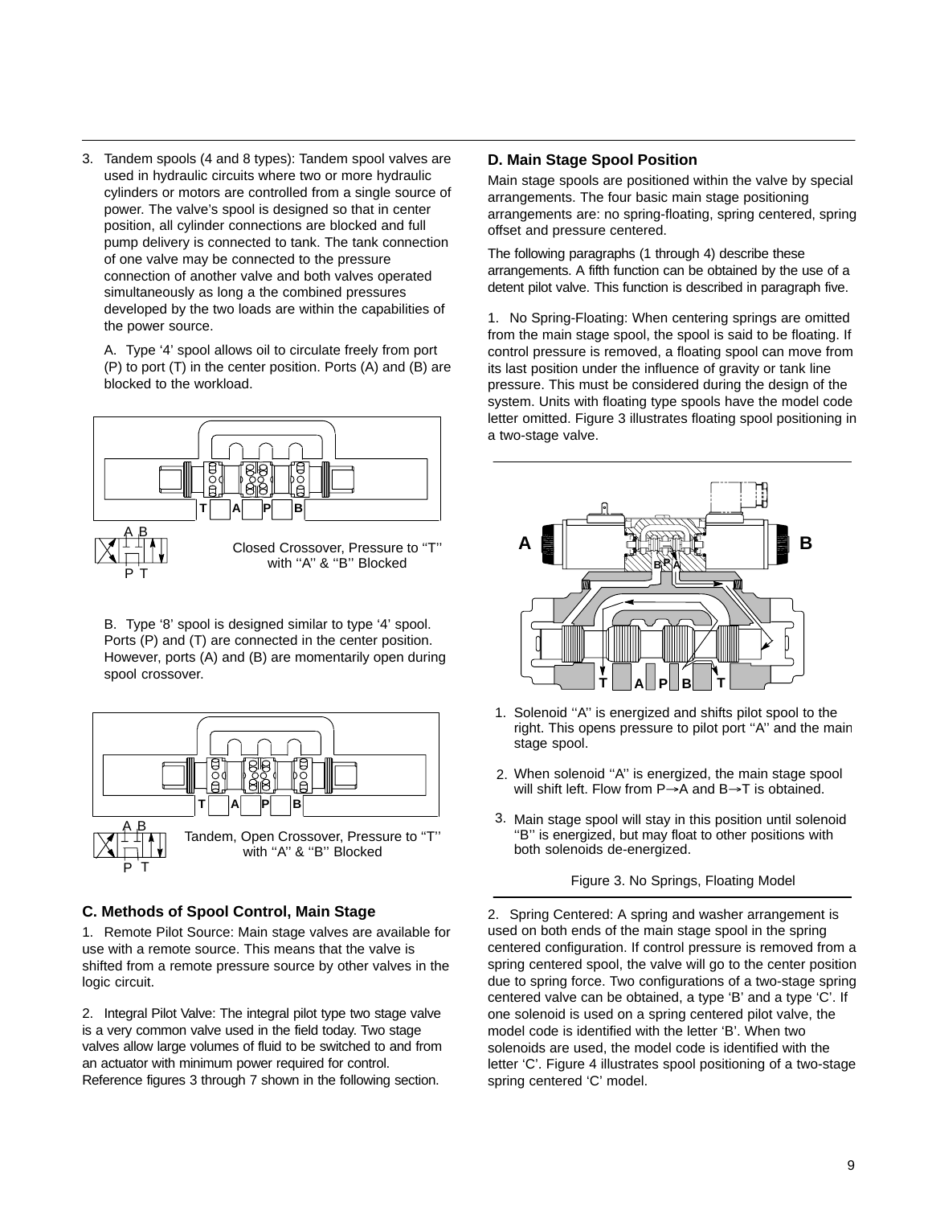3. Tandem spools (4 and 8 types): Tandem spool valves are used in hydraulic circuits where two or more hydraulic cylinders or motors are controlled from a single source of power. The valve's spool is designed so that in center position, all cylinder connections are blocked and full pump delivery is connected to tank. The tank connection of one valve may be connected to the pressure connection of another valve and both valves operated simultaneously as long a the combined pressures developed by the two loads are within the capabilities of the power source.

   A. Type '4' spool allows oil to circulate freely from port (P) to port (T) in the center position. Ports (A) and (B) are blocked to the workload.

Closed Crossover, Pressure to ''T'' with ''A'' & ''B'' Blocked

   B. Type '8' spool is designed similar to type '4' spool. Ports (P) and (T) are connected in the center position. However, ports (A) and (B) are momentarily open during spool crossover.

Tandem, Open Crossover, Pressure to ''T'' with ''A'' & ''B'' Blocked

### C. Methods of Spool Control, Main Stage

1. Remote Pilot Source: Main stage valves are available for use with a remote source. This means that the valve is shifted from a remote pressure source by other valves in the logic circuit.

2. Integral Pilot Valve: The integral pilot type two stage valve is a very common valve used in the field today. Two stage valves allow large volumes of fluid to be switched to and from an actuator with minimum power required for control. Reference figures 3 through 7 shown in the following section.

### D. Main Stage Spool Position

Main stage spools are positioned within the valve by special arrangements. The four basic main stage positioning arrangements are: no spring-floating, spring centered, spring offset and pressure centered.

The following paragraphs (1 through 4) describe these arrangements. A fifth function can be obtained by the use of a detent pilot valve. This function is described in paragraph five.

1. No Spring-Floating: When centering springs are omitted from the main stage spool, the spool is said to be floating. If control pressure is removed, a floating spool can move from its last position under the influence of gravity or tank line pressure. This must be considered during the design of the system. Units with floating type spools have the model code letter omitted. Figure 3 illustrates floating spool positioning in a two-stage valve.

1. Solenoid ''A'' is energized and shifts pilot spool to the right. This opens pressure to pilot port ''A'' and the main stage spool.
2. When solenoid ''A'' is energized, the main stage spool will shift left. Flow from P→A and B→T is obtained.
3. Main stage spool will stay in this position until solenoid ''B'' is energized, but may float to other positions with both solenoids de-energized.

Figure 3. No Springs, Floating Model

2. Spring Centered: A spring and washer arrangement is used on both ends of the main stage spool in the spring centered configuration. If control pressure is removed from a spring centered spool, the valve will go to the center position due to spring force. Two configurations of a two-stage spring centered valve can be obtained, a type 'B' and a type 'C'. If one solenoid is used on a spring centered pilot valve, the model code is identified with the letter 'B'. When two solenoids are used, the model code is identified with the letter 'C'. Figure 4 illustrates spool positioning of a two-stage spring centered 'C' model.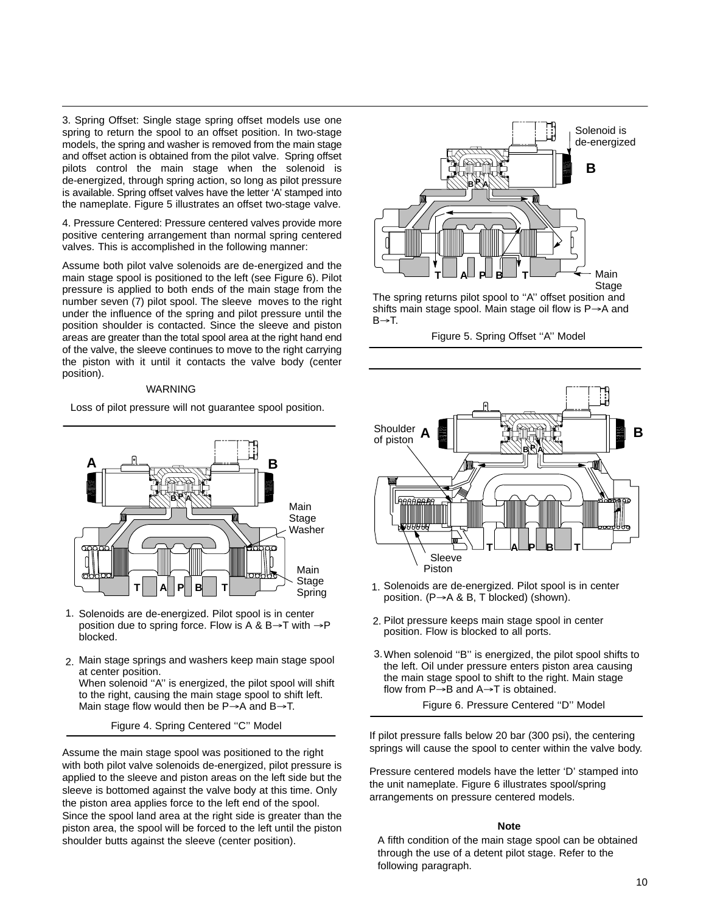3. Spring Offset: Single stage spring offset models use one spring to return the spool to an offset position. In two-stage models, the spring and washer is removed from the main stage and offset action is obtained from the pilot valve. Spring offset pilots control the main stage when the solenoid is de-energized, through spring action, so long as pilot pressure is available. Spring offset valves have the letter 'A' stamped into the nameplate. Figure 5 illustrates an offset two-stage valve.

4. Pressure Centered: Pressure centered valves provide more positive centering arrangement than normal spring centered valves. This is accomplished in the following manner:

Assume both pilot valve solenoids are de-energized and the main stage spool is positioned to the left (see Figure 6). Pilot pressure is applied to both ends of the main stage from the number seven (7) pilot spool. The sleeve moves to the right under the influence of the spring and pilot pressure until the position shoulder is contacted. Since the sleeve and piston areas are greater than the total spool area at the right hand end of the valve, the sleeve continues to move to the right carrying the piston with it until it contacts the valve body (center position).

WARNING

Loss of pilot pressure will not guarantee spool position.

1. Solenoids are de-energized. Pilot spool is in center position due to spring force. Flow is A & B→T with →P blocked.

2. Main stage springs and washers keep main stage spool at center position.
When solenoid ''A'' is energized, the pilot spool will shift to the right, causing the main stage spool to shift left. Main stage flow would then be P→A and B→T.

Figure 4. Spring Centered ''C'' Model

Assume the main stage spool was positioned to the right with both pilot valve solenoids de-energized, pilot pressure is applied to the sleeve and piston areas on the left side but the sleeve is bottomed against the valve body at this time. Only the piston area applies force to the left end of the spool. Since the spool land area at the right side is greater than the piston area, the spool will be forced to the left until the piston shoulder butts against the sleeve (center position).

The spring returns pilot spool to ''A'' offset position and shifts main stage spool. Main stage oil flow is P→A and B→T.

Figure 5. Spring Offset ''A'' Model

1. Solenoids are de-energized. Pilot spool is in center position. (P→A & B, T blocked) (shown).

2. Pilot pressure keeps main stage spool in center position. Flow is blocked to all ports.

3. When solenoid ''B'' is energized, the pilot spool shifts to the left. Oil under pressure enters piston area causing the main stage spool to shift to the right. Main stage flow from P→B and A→T is obtained.

Figure 6. Pressure Centered ''D'' Model

If pilot pressure falls below 20 bar (300 psi), the centering springs will cause the spool to center within the valve body.

Pressure centered models have the letter 'D' stamped into the unit nameplate. Figure 6 illustrates spool/spring arrangements on pressure centered models.

**Note**

A fifth condition of the main stage spool can be obtained through the use of a detent pilot stage. Refer to the following paragraph.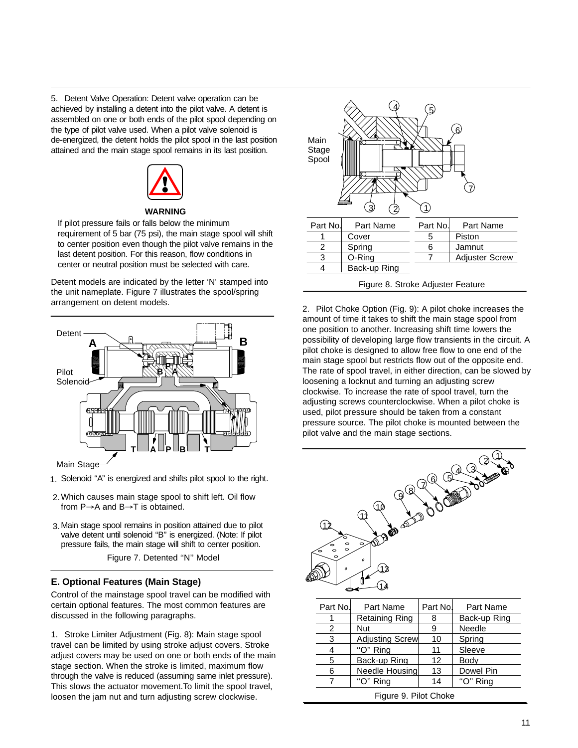5. Detent Valve Operation: Detent valve operation can be achieved by installing a detent into the pilot valve. A detent is assembled on one or both ends of the pilot spool depending on the type of pilot valve used. When a pilot valve solenoid is de-energized, the detent holds the pilot spool in the last position attained and the main stage spool remains in its last position.

**WARNING**

If pilot pressure fails or falls below the minimum requirement of 5 bar (75 psi), the main stage spool will shift to center position even though the pilot valve remains in the last detent position. For this reason, flow conditions in center or neutral position must be selected with care.

Detent models are indicated by the letter 'N' stamped into the unit nameplate. Figure 7 illustrates the spool/spring arrangement on detent models.

1. Solenoid "A" is energized and shifts pilot spool to the right.
2. Which causes main stage spool to shift left. Oil flow from P→A and B→T is obtained.
3. Main stage spool remains in position attained due to pilot valve detent until solenoid "B" is energized. (Note: If pilot pressure fails, the main stage will shift to center position.

Figure 7. Detented "N" Model

## E. Optional Features (Main Stage)

Control of the mainstage spool travel can be modified with certain optional features. The most common features are discussed in the following paragraphs.

1. Stroke Limiter Adjustment (Fig. 8): Main stage spool travel can be limited by using stroke adjust covers. Stroke adjust covers may be used on one or both ends of the main stage section. When the stroke is limited, maximum flow through the valve is reduced (assuming same inlet pressure). This slows the actuator movement.To limit the spool travel, loosen the jam nut and turn adjusting screw clockwise.

| Part No. | Part Name | Part No. | Part Name |
|---|---|---|---|
| 1 | Cover | 5 | Piston |
| 2 | Spring | 6 | Jamnut |
| 3 | O-Ring | 7 | Adjuster Screw |
| 4 | Back-up Ring | | |

Figure 8. Stroke Adjuster Feature

2. Pilot Choke Option (Fig. 9): A pilot choke increases the amount of time it takes to shift the main stage spool from one position to another. Increasing shift time lowers the possibility of developing large flow transients in the circuit. A pilot choke is designed to allow free flow to one end of the main stage spool but restricts flow out of the opposite end. The rate of spool travel, in either direction, can be slowed by loosening a locknut and turning an adjusting screw clockwise. To increase the rate of spool travel, turn the adjusting screws counterclockwise. When a pilot choke is used, pilot pressure should be taken from a constant pressure source. The pilot choke is mounted between the pilot valve and the main stage sections.

| Part No. | Part Name | Part No. | Part Name |
|---|---|---|---|
| 1 | Retaining Ring | 8 | Back-up Ring |
| 2 | Nut | 9 | Needle |
| 3 | Adjusting Screw | 10 | Spring |
| 4 | "O" Ring | 11 | Sleeve |
| 5 | Back-up Ring | 12 | Body |
| 6 | Needle Housing | 13 | Dowel Pin |
| 7 | "O" Ring | 14 | "O" Ring |

Figure 9. Pilot Choke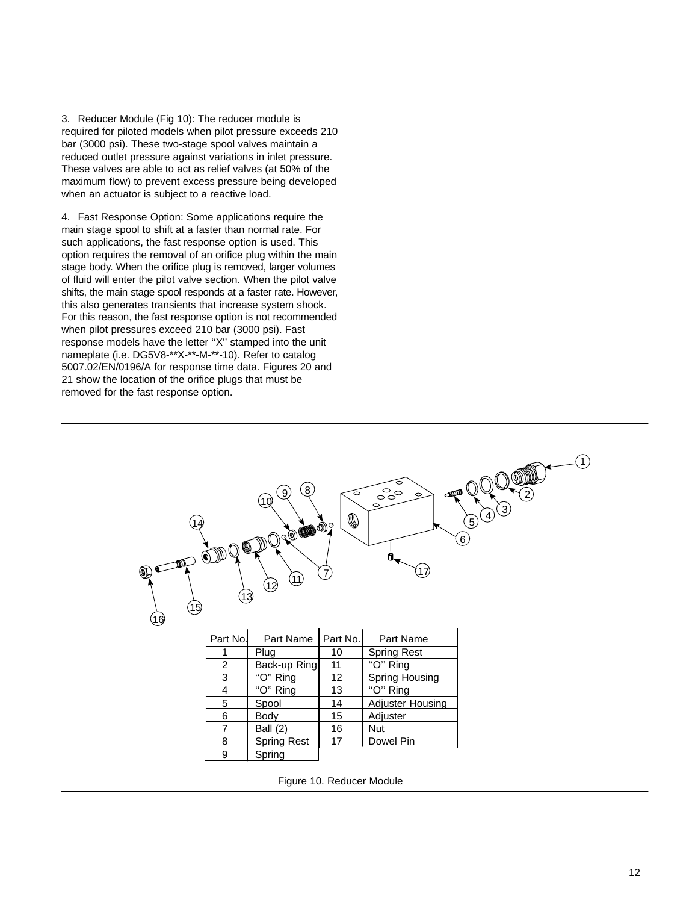3. Reducer Module (Fig 10): The reducer module is required for piloted models when pilot pressure exceeds 210 bar (3000 psi). These two-stage spool valves maintain a reduced outlet pressure against variations in inlet pressure. These valves are able to act as relief valves (at 50% of the maximum flow) to prevent excess pressure being developed when an actuator is subject to a reactive load.

4. Fast Response Option: Some applications require the main stage spool to shift at a faster than normal rate. For such applications, the fast response option is used. This option requires the removal of an orifice plug within the main stage body. When the orifice plug is removed, larger volumes of fluid will enter the pilot valve section. When the pilot valve shifts, the main stage spool responds at a faster rate. However, this also generates transients that increase system shock. For this reason, the fast response option is not recommended when pilot pressures exceed 210 bar (3000 psi). Fast response models have the letter "X" stamped into the unit nameplate (i.e. DG5V8-**X-**-M-**-10). Refer to catalog 5007.02/EN/0196/A for response time data. Figures 20 and 21 show the location of the orifice plugs that must be removed for the fast response option.

| Part No. | Part Name | Part No. | Part Name |
| --- | --- | --- | --- |
| 1 | Plug | 10 | Spring Rest |
| 2 | Back-up Ring | 11 | "O" Ring |
| 3 | "O" Ring | 12 | Spring Housing |
| 4 | "O" Ring | 13 | "O" Ring |
| 5 | Spool | 14 | Adjuster Housing |
| 6 | Body | 15 | Adjuster |
| 7 | Ball (2) | 16 | Nut |
| 8 | Spring Rest | 17 | Dowel Pin |
| 9 | Spring | | |

Figure 10. Reducer Module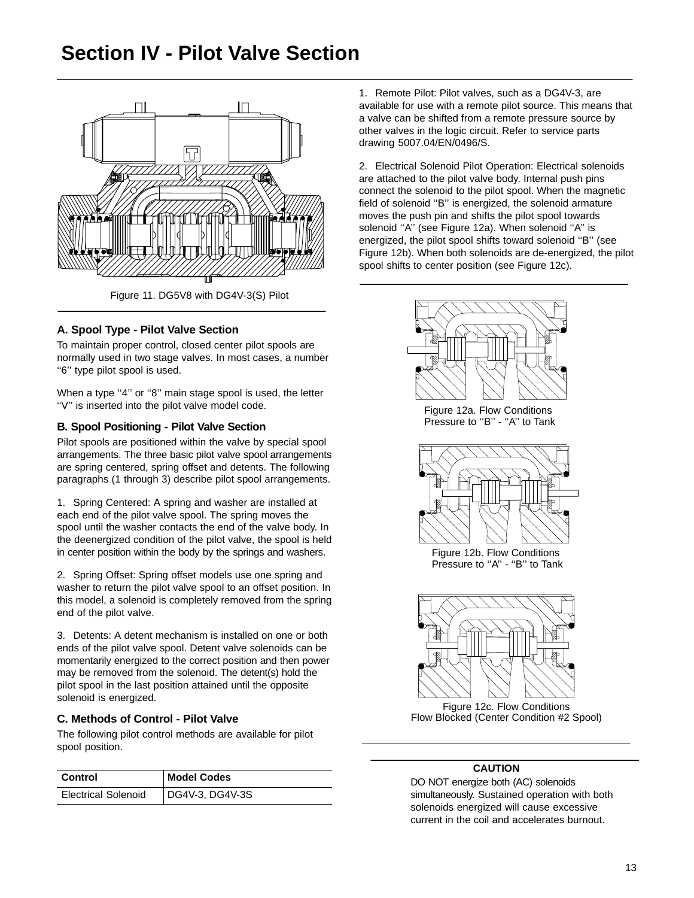# Section IV - Pilot Valve Section

Figure 11. DG5V8 with DG4V-3(S) Pilot

### A. Spool Type - Pilot Valve Section

To maintain proper control, closed center pilot spools are normally used in two stage valves. In most cases, a number ‘‘6’’ type pilot spool is used.

When a type ‘‘4’’ or ‘‘8’’ main stage spool is used, the letter ‘‘V’’ is inserted into the pilot valve model code.

### B. Spool Positioning - Pilot Valve Section

Pilot spools are positioned within the valve by special spool arrangements. The three basic pilot valve spool arrangements are spring centered, spring offset and detents. The following paragraphs (1 through 3) describe pilot spool arrangements.

1. Spring Centered: A spring and washer are installed at each end of the pilot valve spool. The spring moves the spool until the washer contacts the end of the valve body. In the deenergized condition of the pilot valve, the spool is held in center position within the body by the springs and washers.

2. Spring Offset: Spring offset models use one spring and washer to return the pilot valve spool to an offset position. In this model, a solenoid is completely removed from the spring end of the pilot valve.

3. Detents: A detent mechanism is installed on one or both ends of the pilot valve spool. Detent valve solenoids can be momentarily energized to the correct position and then power may be removed from the solenoid. The detent(s) hold the pilot spool in the last position attained until the opposite solenoid is energized.

### C. Methods of Control - Pilot Valve

The following pilot control methods are available for pilot spool position.

| Control | Model Codes |
|---|---|
| Electrical Solenoid | DG4V-3, DG4V-3S |

1. Remote Pilot: Pilot valves, such as a DG4V-3, are available for use with a remote pilot source. This means that a valve can be shifted from a remote pressure source by other valves in the logic circuit. Refer to service parts drawing 5007.04/EN/0496/S.

2. Electrical Solenoid Pilot Operation: Electrical solenoids are attached to the pilot valve body. Internal push pins connect the solenoid to the pilot spool. When the magnetic field of solenoid ‘‘B’’ is energized, the solenoid armature moves the push pin and shifts the pilot spool towards solenoid ‘‘A’’ (see Figure 12a). When solenoid ‘‘A’’ is energized, the pilot spool shifts toward solenoid ‘‘B’’ (see Figure 12b). When both solenoids are de-energized, the pilot spool shifts to center position (see Figure 12c).

Figure 12a. Flow Conditions
Pressure to ‘‘B’’ - ‘‘A’’ to Tank

Figure 12b. Flow Conditions
Pressure to ‘‘A’’ - ‘‘B’’ to Tank

Figure 12c. Flow Conditions
Flow Blocked (Center Condition #2 Spool)

**CAUTION**

DO NOT energize both (AC) solenoids simultaneously. Sustained operation with both solenoids energized will cause excessive current in the coil and accelerates burnout.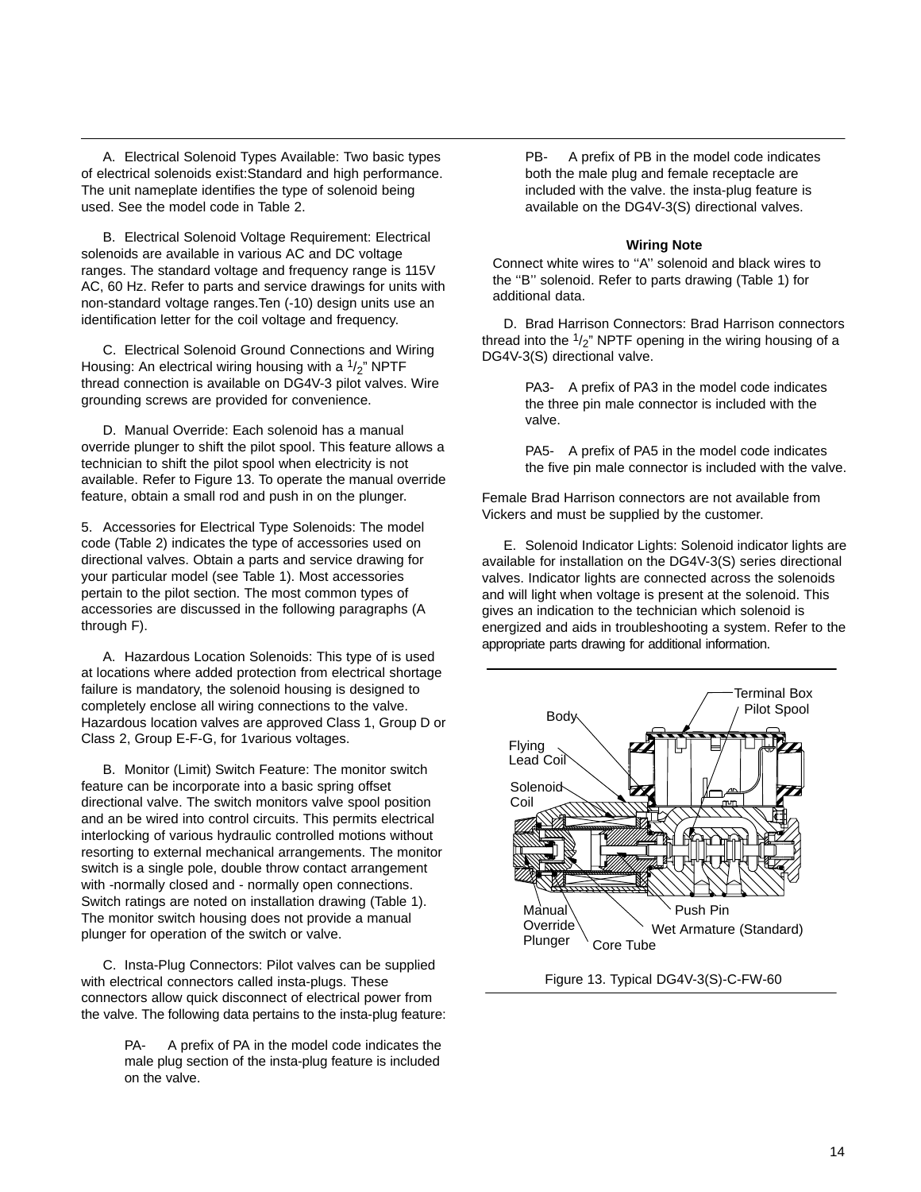A. Electrical Solenoid Types Available: Two basic types of electrical solenoids exist:Standard and high performance. The unit nameplate identifies the type of solenoid being used. See the model code in Table 2.

B. Electrical Solenoid Voltage Requirement: Electrical solenoids are available in various AC and DC voltage ranges. The standard voltage and frequency range is 115V AC, 60 Hz. Refer to parts and service drawings for units with non-standard voltage ranges.Ten (-10) design units use an identification letter for the coil voltage and frequency.

C. Electrical Solenoid Ground Connections and Wiring Housing: An electrical wiring housing with a 1/2" NPTF thread connection is available on DG4V-3 pilot valves. Wire grounding screws are provided for convenience.

D. Manual Override: Each solenoid has a manual override plunger to shift the pilot spool. This feature allows a technician to shift the pilot spool when electricity is not available. Refer to Figure 13. To operate the manual override feature, obtain a small rod and push in on the plunger.

5. Accessories for Electrical Type Solenoids: The model code (Table 2) indicates the type of accessories used on directional valves. Obtain a parts and service drawing for your particular model (see Table 1). Most accessories pertain to the pilot section. The most common types of accessories are discussed in the following paragraphs (A through F).

A. Hazardous Location Solenoids: This type of is used at locations where added protection from electrical shortage failure is mandatory, the solenoid housing is designed to completely enclose all wiring connections to the valve. Hazardous location valves are approved Class 1, Group D or Class 2, Group E-F-G, for 1various voltages.

B. Monitor (Limit) Switch Feature: The monitor switch feature can be incorporate into a basic spring offset directional valve. The switch monitors valve spool position and an be wired into control circuits. This permits electrical interlocking of various hydraulic controlled motions without resorting to external mechanical arrangements. The monitor switch is a single pole, double throw contact arrangement with -normally closed and - normally open connections. Switch ratings are noted on installation drawing (Table 1). The monitor switch housing does not provide a manual plunger for operation of the switch or valve.

C. Insta-Plug Connectors: Pilot valves can be supplied with electrical connectors called insta-plugs. These connectors allow quick disconnect of electrical power from the valve. The following data pertains to the insta-plug feature:

PA- A prefix of PA in the model code indicates the male plug section of the insta-plug feature is included on the valve.

PB- A prefix of PB in the model code indicates both the male plug and female receptacle are included with the valve. the insta-plug feature is available on the DG4V-3(S) directional valves.

**Wiring Note**

Connect white wires to "A" solenoid and black wires to the "B" solenoid. Refer to parts drawing (Table 1) for additional data.

D. Brad Harrison Connectors: Brad Harrison connectors thread into the 1/2" NPTF opening in the wiring housing of a DG4V-3(S) directional valve.

PA3- A prefix of PA3 in the model code indicates the three pin male connector is included with the valve.

PA5- A prefix of PA5 in the model code indicates the five pin male connector is included with the valve.

Female Brad Harrison connectors are not available from Vickers and must be supplied by the customer.

E. Solenoid Indicator Lights: Solenoid indicator lights are available for installation on the DG4V-3(S) series directional valves. Indicator lights are connected across the solenoids and will light when voltage is present at the solenoid. This gives an indication to the technician which solenoid is energized and aids in troubleshooting a system. Refer to the appropriate parts drawing for additional information.

Terminal Box, Pilot Spool, Body, Flying Lead Coil, Solenoid Coil, Manual Override Plunger, Push Pin, Wet Armature (Standard), Core Tube

Figure 13. Typical DG4V-3(S)-C-FW-60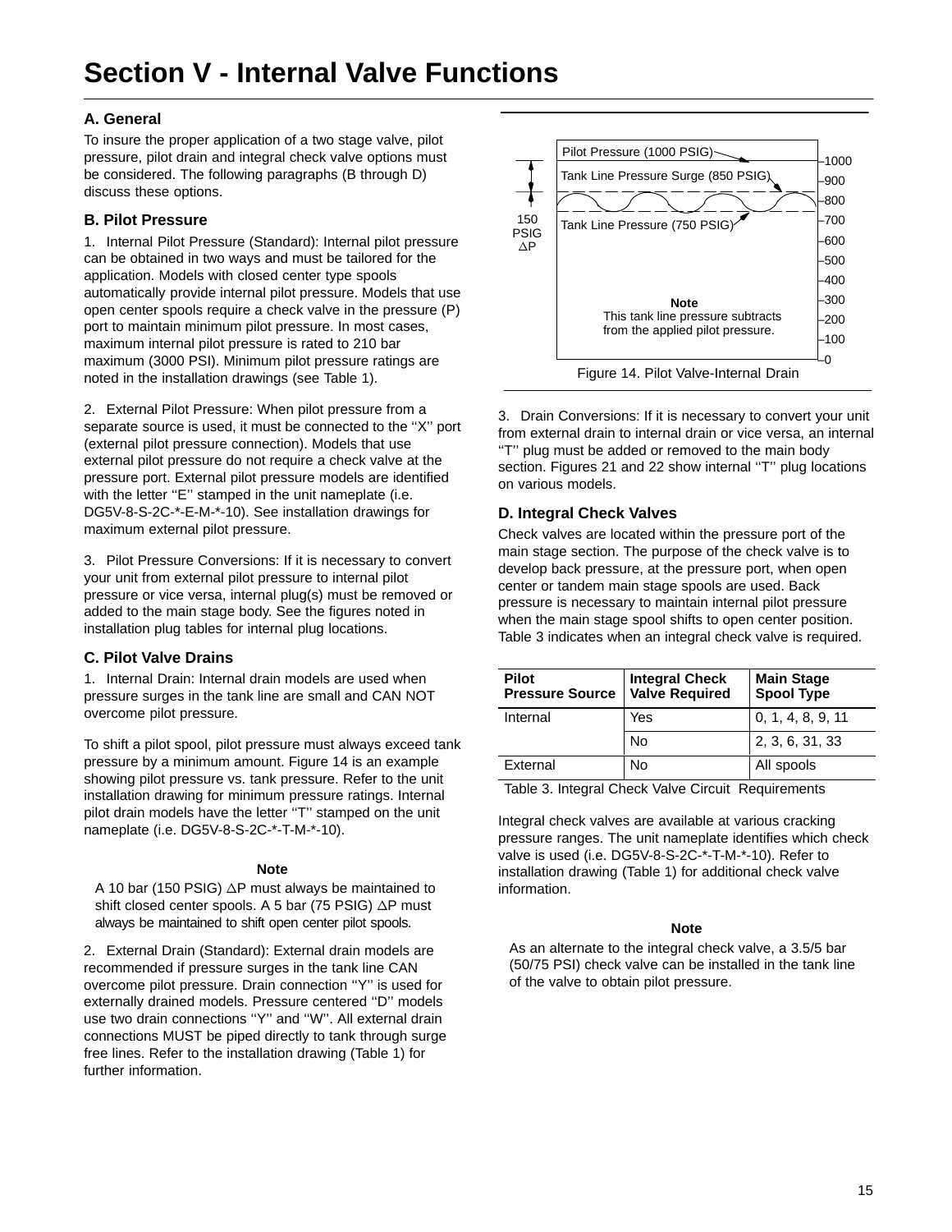# Section V - Internal Valve Functions

### A. General

To insure the proper application of a two stage valve, pilot pressure, pilot drain and integral check valve options must be considered. The following paragraphs (B through D) discuss these options.

### B. Pilot Pressure

1. Internal Pilot Pressure (Standard): Internal pilot pressure can be obtained in two ways and must be tailored for the application. Models with closed center type spools automatically provide internal pilot pressure. Models that use open center spools require a check valve in the pressure (P) port to maintain minimum pilot pressure. In most cases, maximum internal pilot pressure is rated to 210 bar maximum (3000 PSI). Minimum pilot pressure ratings are noted in the installation drawings (see Table 1).

2. External Pilot Pressure: When pilot pressure from a separate source is used, it must be connected to the ''X'' port (external pilot pressure connection). Models that use external pilot pressure do not require a check valve at the pressure port. External pilot pressure models are identified with the letter ''E'' stamped in the unit nameplate (i.e. DG5V-8-S-2C-*-E-M-*-10). See installation drawings for maximum external pilot pressure.

3. Pilot Pressure Conversions: If it is necessary to convert your unit from external pilot pressure to internal pilot pressure or vice versa, internal plug(s) must be removed or added to the main stage body. See the figures noted in installation plug tables for internal plug locations.

### C. Pilot Valve Drains

1. Internal Drain: Internal drain models are used when pressure surges in the tank line are small and CAN NOT overcome pilot pressure.

To shift a pilot spool, pilot pressure must always exceed tank pressure by a minimum amount. Figure 14 is an example showing pilot pressure vs. tank pressure. Refer to the unit installation drawing for minimum pressure ratings. Internal pilot drain models have the letter ''T'' stamped on the unit nameplate (i.e. DG5V-8-S-2C-*-T-M-*-10).

**Note**

A 10 bar (150 PSIG) ∆P must always be maintained to shift closed center spools. A 5 bar (75 PSIG) ∆P must always be maintained to shift open center pilot spools.

2. External Drain (Standard): External drain models are recommended if pressure surges in the tank line CAN overcome pilot pressure. Drain connection ''Y'' is used for externally drained models. Pressure centered ''D'' models use two drain connections ''Y'' and ''W''. All external drain connections MUST be piped directly to tank through surge free lines. Refer to the installation drawing (Table 1) for further information.

Pilot Pressure (1000 PSIG)
Tank Line Pressure Surge (850 PSIG)
Tank Line Pressure (750 PSIG)
150 PSIG ∆P
1000, 900, 800, 700, 600, 500, 400, 300, 200, 100, 0

**Note**
This tank line pressure subtracts from the applied pilot pressure.

Figure 14. Pilot Valve-Internal Drain

3. Drain Conversions: If it is necessary to convert your unit from external drain to internal drain or vice versa, an internal ''T'' plug must be added or removed to the main body section. Figures 21 and 22 show internal ''T'' plug locations on various models.

### D. Integral Check Valves

Check valves are located within the pressure port of the main stage section. The purpose of the check valve is to develop back pressure, at the pressure port, when open center or tandem main stage spools are used. Back pressure is necessary to maintain internal pilot pressure when the main stage spool shifts to open center position. Table 3 indicates when an integral check valve is required.

| Pilot Pressure Source | Integral Check Valve Required | Main Stage Spool Type |
|---|---|---|
| Internal | Yes | 0, 1, 4, 8, 9, 11 |
| | No | 2, 3, 6, 31, 33 |
| External | No | All spools |

Table 3. Integral Check Valve Circuit Requirements

Integral check valves are available at various cracking pressure ranges. The unit nameplate identifies which check valve is used (i.e. DG5V-8-S-2C-*-T-M-*-10). Refer to installation drawing (Table 1) for additional check valve information.

**Note**

As an alternate to the integral check valve, a 3.5/5 bar (50/75 PSI) check valve can be installed in the tank line of the valve to obtain pilot pressure.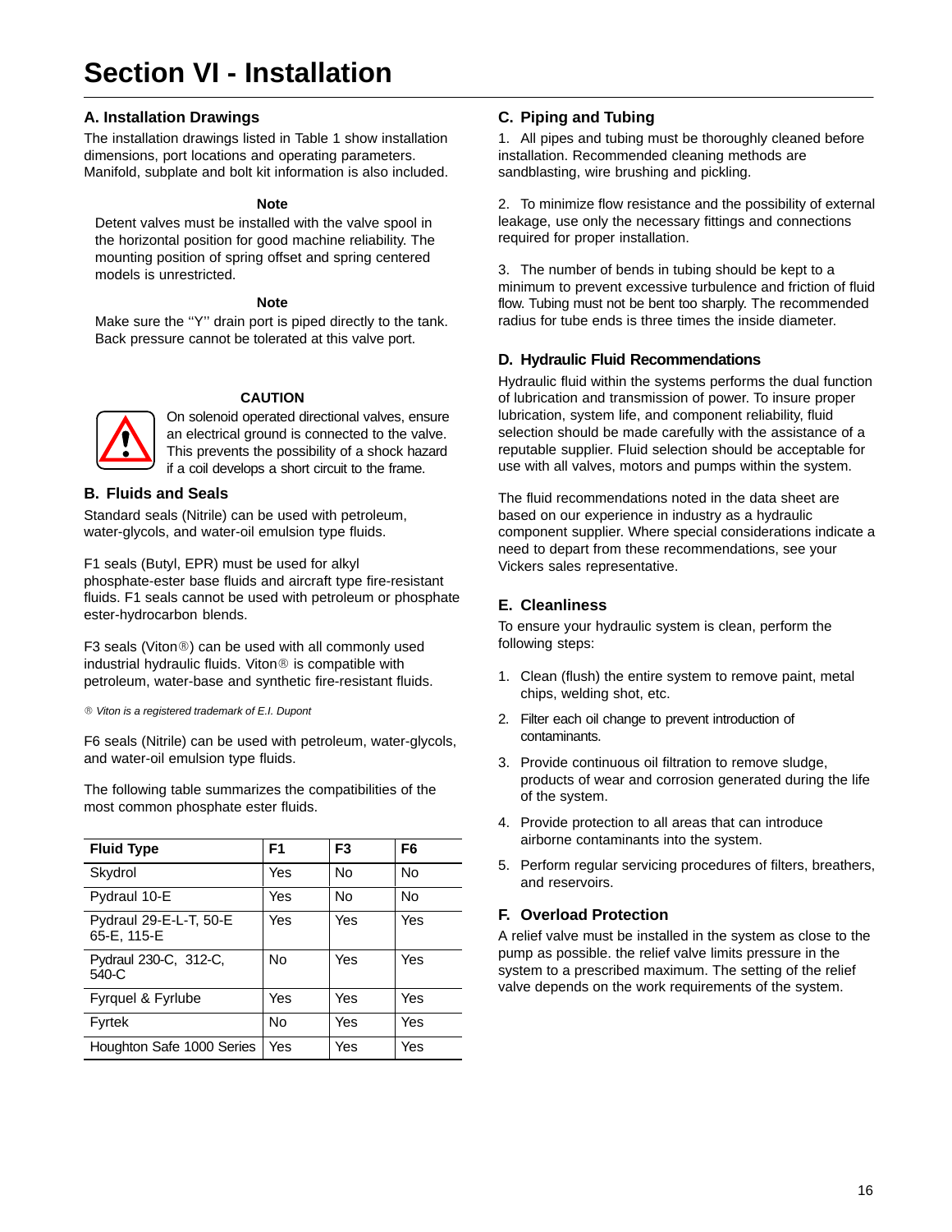# Section VI - Installation

## A. Installation Drawings

The installation drawings listed in Table 1 show installation dimensions, port locations and operating parameters. Manifold, subplate and bolt kit information is also included.

**Note**

Detent valves must be installed with the valve spool in the horizontal position for good machine reliability. The mounting position of spring offset and spring centered models is unrestricted.

**Note**

Make sure the ''Y'' drain port is piped directly to the tank. Back pressure cannot be tolerated at this valve port.

**CAUTION**

On solenoid operated directional valves, ensure an electrical ground is connected to the valve. This prevents the possibility of a shock hazard if a coil develops a short circuit to the frame.

## B. Fluids and Seals

Standard seals (Nitrile) can be used with petroleum, water-glycols, and water-oil emulsion type fluids.

F1 seals (Butyl, EPR) must be used for alkyl phosphate-ester base fluids and aircraft type fire-resistant fluids. F1 seals cannot be used with petroleum or phosphate ester-hydrocarbon blends.

F3 seals (Viton®) can be used with all commonly used industrial hydraulic fluids. Viton® is compatible with petroleum, water-base and synthetic fire-resistant fluids.

*® Viton is a registered trademark of E.I. Dupont*

F6 seals (Nitrile) can be used with petroleum, water-glycols, and water-oil emulsion type fluids.

The following table summarizes the compatibilities of the most common phosphate ester fluids.

| Fluid Type | F1 | F3 | F6 |
|---|---|---|---|
| Skydrol | Yes | No | No |
| Pydraul 10-E | Yes | No | No |
| Pydraul 29-E-L-T, 50-E 65-E, 115-E | Yes | Yes | Yes |
| Pydraul 230-C, 312-C, 540-C | No | Yes | Yes |
| Fyrquel & Fyrlube | Yes | Yes | Yes |
| Fyrtek | No | Yes | Yes |
| Houghton Safe 1000 Series | Yes | Yes | Yes |

## C. Piping and Tubing

1. All pipes and tubing must be thoroughly cleaned before installation. Recommended cleaning methods are sandblasting, wire brushing and pickling.

2. To minimize flow resistance and the possibility of external leakage, use only the necessary fittings and connections required for proper installation.

3. The number of bends in tubing should be kept to a minimum to prevent excessive turbulence and friction of fluid flow. Tubing must not be bent too sharply. The recommended radius for tube ends is three times the inside diameter.

## D. Hydraulic Fluid Recommendations

Hydraulic fluid within the systems performs the dual function of lubrication and transmission of power. To insure proper lubrication, system life, and component reliability, fluid selection should be made carefully with the assistance of a reputable supplier. Fluid selection should be acceptable for use with all valves, motors and pumps within the system.

The fluid recommendations noted in the data sheet are based on our experience in industry as a hydraulic component supplier. Where special considerations indicate a need to depart from these recommendations, see your Vickers sales representative.

## E. Cleanliness

To ensure your hydraulic system is clean, perform the following steps:

1. Clean (flush) the entire system to remove paint, metal chips, welding shot, etc.
2. Filter each oil change to prevent introduction of contaminants.
3. Provide continuous oil filtration to remove sludge, products of wear and corrosion generated during the life of the system.
4. Provide protection to all areas that can introduce airborne contaminants into the system.
5. Perform regular servicing procedures of filters, breathers, and reservoirs.

## F. Overload Protection

A relief valve must be installed in the system as close to the pump as possible. the relief valve limits pressure in the system to a prescribed maximum. The setting of the relief valve depends on the work requirements of the system.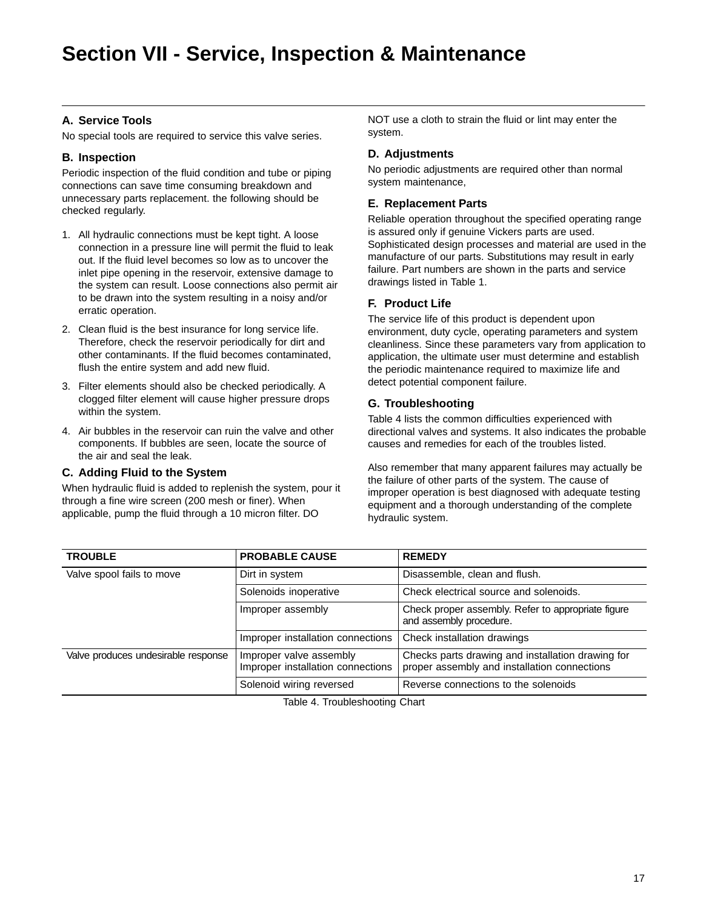# Section VII - Service, Inspection & Maintenance

### A. Service Tools

No special tools are required to service this valve series.

### B. Inspection

Periodic inspection of the fluid condition and tube or piping connections can save time consuming breakdown and unnecessary parts replacement. the following should be checked regularly.

1. All hydraulic connections must be kept tight. A loose connection in a pressure line will permit the fluid to leak out. If the fluid level becomes so low as to uncover the inlet pipe opening in the reservoir, extensive damage to the system can result. Loose connections also permit air to be drawn into the system resulting in a noisy and/or erratic operation.
2. Clean fluid is the best insurance for long service life. Therefore, check the reservoir periodically for dirt and other contaminants. If the fluid becomes contaminated, flush the entire system and add new fluid.
3. Filter elements should also be checked periodically. A clogged filter element will cause higher pressure drops within the system.
4. Air bubbles in the reservoir can ruin the valve and other components. If bubbles are seen, locate the source of the air and seal the leak.

### C. Adding Fluid to the System

When hydraulic fluid is added to replenish the system, pour it through a fine wire screen (200 mesh or finer). When applicable, pump the fluid through a 10 micron filter. DO NOT use a cloth to strain the fluid or lint may enter the system.

### D. Adjustments

No periodic adjustments are required other than normal system maintenance,

### E. Replacement Parts

Reliable operation throughout the specified operating range is assured only if genuine Vickers parts are used. Sophisticated design processes and material are used in the manufacture of our parts. Substitutions may result in early failure. Part numbers are shown in the parts and service drawings listed in Table 1.

### F. Product Life

The service life of this product is dependent upon environment, duty cycle, operating parameters and system cleanliness. Since these parameters vary from application to application, the ultimate user must determine and establish the periodic maintenance required to maximize life and detect potential component failure.

### G. Troubleshooting

Table 4 lists the common difficulties experienced with directional valves and systems. It also indicates the probable causes and remedies for each of the troubles listed.

Also remember that many apparent failures may actually be the failure of other parts of the system. The cause of improper operation is best diagnosed with adequate testing equipment and a thorough understanding of the complete hydraulic system.

| TROUBLE | PROBABLE CAUSE | REMEDY |
|---|---|---|
| Valve spool fails to move | Dirt in system | Disassemble, clean and flush. |
| | Solenoids inoperative | Check electrical source and solenoids. |
| | Improper assembly | Check proper assembly. Refer to appropriate figure and assembly procedure. |
| | Improper installation connections | Check installation drawings |
| Valve produces undesirable response | Improper valve assembly<br>Improper installation connections | Checks parts drawing and installation drawing for proper assembly and installation connections |
| | Solenoid wiring reversed | Reverse connections to the solenoids |

Table 4. Troubleshooting Chart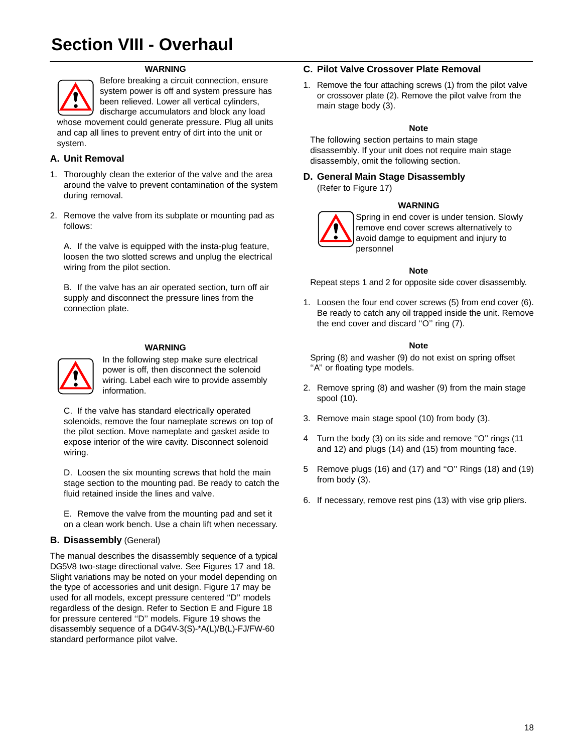# Section VIII - Overhaul

**WARNING**

Before breaking a circuit connection, ensure system power is off and system pressure has been relieved. Lower all vertical cylinders, discharge accumulators and block any load whose movement could generate pressure. Plug all units and cap all lines to prevent entry of dirt into the unit or system.

## A. Unit Removal

1. Thoroughly clean the exterior of the valve and the area around the valve to prevent contamination of the system during removal.

2. Remove the valve from its subplate or mounting pad as follows:

   A. If the valve is equipped with the insta-plug feature, loosen the two slotted screws and unplug the electrical wiring from the pilot section.

   B. If the valve has an air operated section, turn off air supply and disconnect the pressure lines from the connection plate.

**WARNING**

In the following step make sure electrical power is off, then disconnect the solenoid wiring. Label each wire to provide assembly information.

   C. If the valve has standard electrically operated solenoids, remove the four nameplate screws on top of the pilot section. Move nameplate and gasket aside to expose interior of the wire cavity. Disconnect solenoid wiring.

   D. Loosen the six mounting screws that hold the main stage section to the mounting pad. Be ready to catch the fluid retained inside the lines and valve.

   E. Remove the valve from the mounting pad and set it on a clean work bench. Use a chain lift when necessary.

## B. Disassembly (General)

The manual describes the disassembly sequence of a typical DG5V8 two-stage directional valve. See Figures 17 and 18. Slight variations may be noted on your model depending on the type of accessories and unit design. Figure 17 may be used for all models, except pressure centered ''D'' models regardless of the design. Refer to Section E and Figure 18 for pressure centered ''D'' models. Figure 19 shows the disassembly sequence of a DG4V-3(S)-*A(L)/B(L)-FJ/FW-60 standard performance pilot valve.

## C. Pilot Valve Crossover Plate Removal

1. Remove the four attaching screws (1) from the pilot valve or crossover plate (2). Remove the pilot valve from the main stage body (3).

**Note**

The following section pertains to main stage disassembly. If your unit does not require main stage disassembly, omit the following section.

## D. General Main Stage Disassembly

(Refer to Figure 17)

**WARNING**

Spring in end cover is under tension. Slowly remove end cover screws alternatively to avoid damge to equipment and injury to personnel

**Note**

Repeat steps 1 and 2 for opposite side cover disassembly.

1. Loosen the four end cover screws (5) from end cover (6). Be ready to catch any oil trapped inside the unit. Remove the end cover and discard ''O'' ring (7).

**Note**

Spring (8) and washer (9) do not exist on spring offset ''A'' or floating type models.

2. Remove spring (8) and washer (9) from the main stage spool (10).

3. Remove main stage spool (10) from body (3).

4 Turn the body (3) on its side and remove ''O'' rings (11 and 12) and plugs (14) and (15) from mounting face.

5 Remove plugs (16) and (17) and ''O'' Rings (18) and (19) from body (3).

6. If necessary, remove rest pins (13) with vise grip pliers.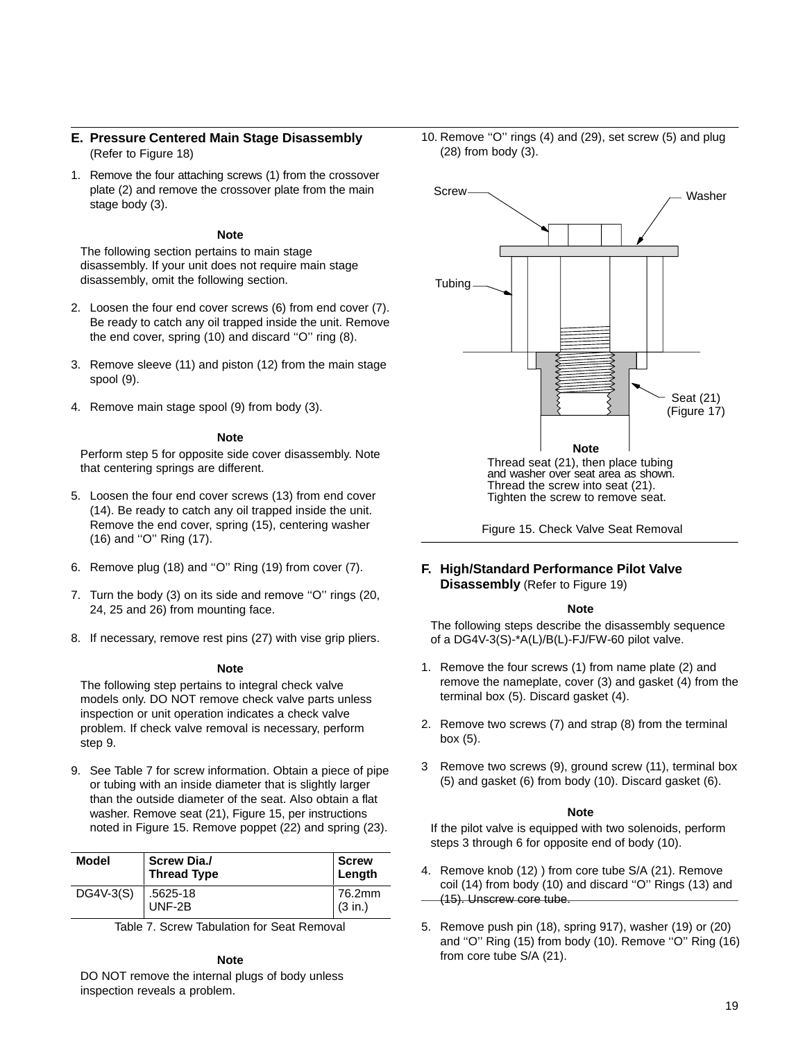## E. Pressure Centered Main Stage Disassembly (Refer to Figure 18)

1. Remove the four attaching screws (1) from the crossover plate (2) and remove the crossover plate from the main stage body (3).

**Note**

The following section pertains to main stage disassembly. If your unit does not require main stage disassembly, omit the following section.

2. Loosen the four end cover screws (6) from end cover (7). Be ready to catch any oil trapped inside the unit. Remove the end cover, spring (10) and discard ''O'' ring (8).

3. Remove sleeve (11) and piston (12) from the main stage spool (9).

4. Remove main stage spool (9) from body (3).

**Note**

Perform step 5 for opposite side cover disassembly. Note that centering springs are different.

5. Loosen the four end cover screws (13) from end cover (14). Be ready to catch any oil trapped inside the unit. Remove the end cover, spring (15), centering washer (16) and ''O'' Ring (17).

6. Remove plug (18) and ''O'' Ring (19) from cover (7).

7. Turn the body (3) on its side and remove ''O'' rings (20, 24, 25 and 26) from mounting face.

8. If necessary, remove rest pins (27) with vise grip pliers.

**Note**

The following step pertains to integral check valve models only. DO NOT remove check valve parts unless inspection or unit operation indicates a check valve problem. If check valve removal is necessary, perform step 9.

9. See Table 7 for screw information. Obtain a piece of pipe or tubing with an inside diameter that is slightly larger than the outside diameter of the seat. Also obtain a flat washer. Remove seat (21), Figure 15, per instructions noted in Figure 15. Remove poppet (22) and spring (23).

| Model | Screw Dia./ Thread Type | Screw Length |
|---|---|---|
| DG4V-3(S) | .5625-18 UNF-2B | 76.2mm (3 in.) |

Table 7. Screw Tabulation for Seat Removal

**Note**

DO NOT remove the internal plugs of body unless inspection reveals a problem.

10. Remove ''O'' rings (4) and (29), set screw (5) and plug (28) from body (3).

Screw
Washer
Tubing
Seat (21) (Figure 17)

**Note**

Thread seat (21), then place tubing and washer over seat area as shown. Thread the screw into seat (21). Tighten the screw to remove seat.

Figure 15. Check Valve Seat Removal

## F. High/Standard Performance Pilot Valve Disassembly (Refer to Figure 19)

**Note**

The following steps describe the disassembly sequence of a DG4V-3(S)-*A(L)/B(L)-FJ/FW-60 pilot valve.

1. Remove the four screws (1) from name plate (2) and remove the nameplate, cover (3) and gasket (4) from the terminal box (5). Discard gasket (4).

2. Remove two screws (7) and strap (8) from the terminal box (5).

3 Remove two screws (9), ground screw (11), terminal box (5) and gasket (6) from body (10). Discard gasket (6).

**Note**

If the pilot valve is equipped with two solenoids, perform steps 3 through 6 for opposite end of body (10).

4. Remove knob (12) ) from core tube S/A (21). Remove coil (14) from body (10) and discard ''O'' Rings (13) and (15). Unscrew core tube.

5. Remove push pin (18), spring 917), washer (19) or (20) and ''O'' Ring (15) from body (10). Remove ''O'' Ring (16) from core tube S/A (21).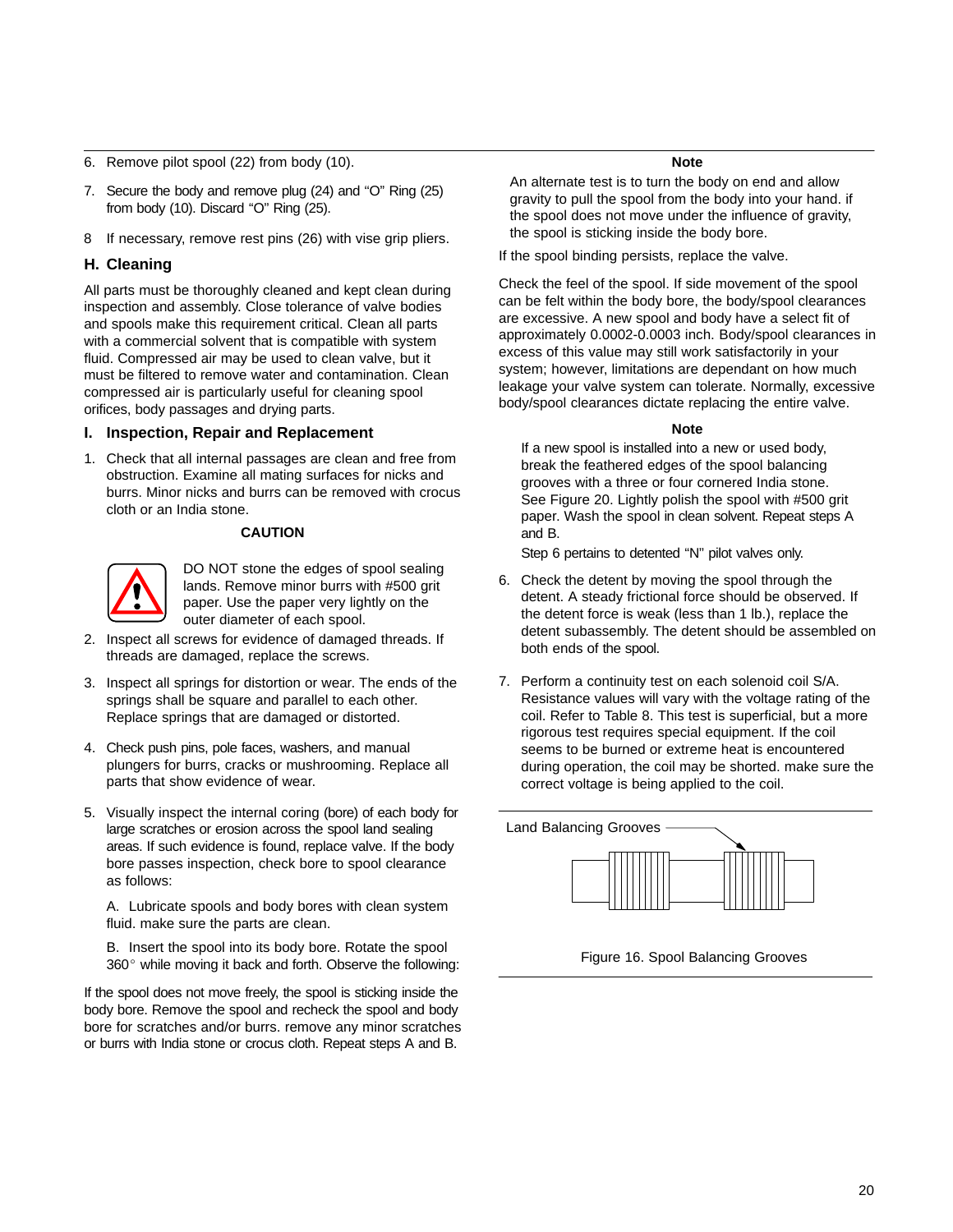6. Remove pilot spool (22) from body (10).

7. Secure the body and remove plug (24) and “O” Ring (25) from body (10). Discard “O” Ring (25).

8 If necessary, remove rest pins (26) with vise grip pliers.

## H. Cleaning

All parts must be thoroughly cleaned and kept clean during inspection and assembly. Close tolerance of valve bodies and spools make this requirement critical. Clean all parts with a commercial solvent that is compatible with system fluid. Compressed air may be used to clean valve, but it must be filtered to remove water and contamination. Clean compressed air is particularly useful for cleaning spool orifices, body passages and drying parts.

## I. Inspection, Repair and Replacement

1. Check that all internal passages are clean and free from obstruction. Examine all mating surfaces for nicks and burrs. Minor nicks and burrs can be removed with crocus cloth or an India stone.

**CAUTION**

DO NOT stone the edges of spool sealing lands. Remove minor burrs with #500 grit paper. Use the paper very lightly on the outer diameter of each spool.

2. Inspect all screws for evidence of damaged threads. If threads are damaged, replace the screws.

3. Inspect all springs for distortion or wear. The ends of the springs shall be square and parallel to each other. Replace springs that are damaged or distorted.

4. Check push pins, pole faces, washers, and manual plungers for burrs, cracks or mushrooming. Replace all parts that show evidence of wear.

5. Visually inspect the internal coring (bore) of each body for large scratches or erosion across the spool land sealing areas. If such evidence is found, replace valve. If the body bore passes inspection, check bore to spool clearance as follows:

   A. Lubricate spools and body bores with clean system fluid. make sure the parts are clean.

   B. Insert the spool into its body bore. Rotate the spool 360° while moving it back and forth. Observe the following:

If the spool does not move freely, the spool is sticking inside the body bore. Remove the spool and recheck the spool and body bore for scratches and/or burrs. remove any minor scratches or burrs with India stone or crocus cloth. Repeat steps A and B.

**Note**

An alternate test is to turn the body on end and allow gravity to pull the spool from the body into your hand. if the spool does not move under the influence of gravity, the spool is sticking inside the body bore.

If the spool binding persists, replace the valve.

Check the feel of the spool. If side movement of the spool can be felt within the body bore, the body/spool clearances are excessive. A new spool and body have a select fit of approximately 0.0002-0.0003 inch. Body/spool clearances in excess of this value may still work satisfactorily in your system; however, limitations are dependant on how much leakage your valve system can tolerate. Normally, excessive body/spool clearances dictate replacing the entire valve.

**Note**

If a new spool is installed into a new or used body, break the feathered edges of the spool balancing grooves with a three or four cornered India stone. See Figure 20. Lightly polish the spool with #500 grit paper. Wash the spool in clean solvent. Repeat steps A and B.

Step 6 pertains to detented “N” pilot valves only.

6. Check the detent by moving the spool through the detent. A steady frictional force should be observed. If the detent force is weak (less than 1 lb.), replace the detent subassembly. The detent should be assembled on both ends of the spool.

7. Perform a continuity test on each solenoid coil S/A. Resistance values will vary with the voltage rating of the coil. Refer to Table 8. This test is superficial, but a more rigorous test requires special equipment. If the coil seems to be burned or extreme heat is encountered during operation, the coil may be shorted. make sure the correct voltage is being applied to the coil.

Land Balancing Grooves

Figure 16. Spool Balancing Grooves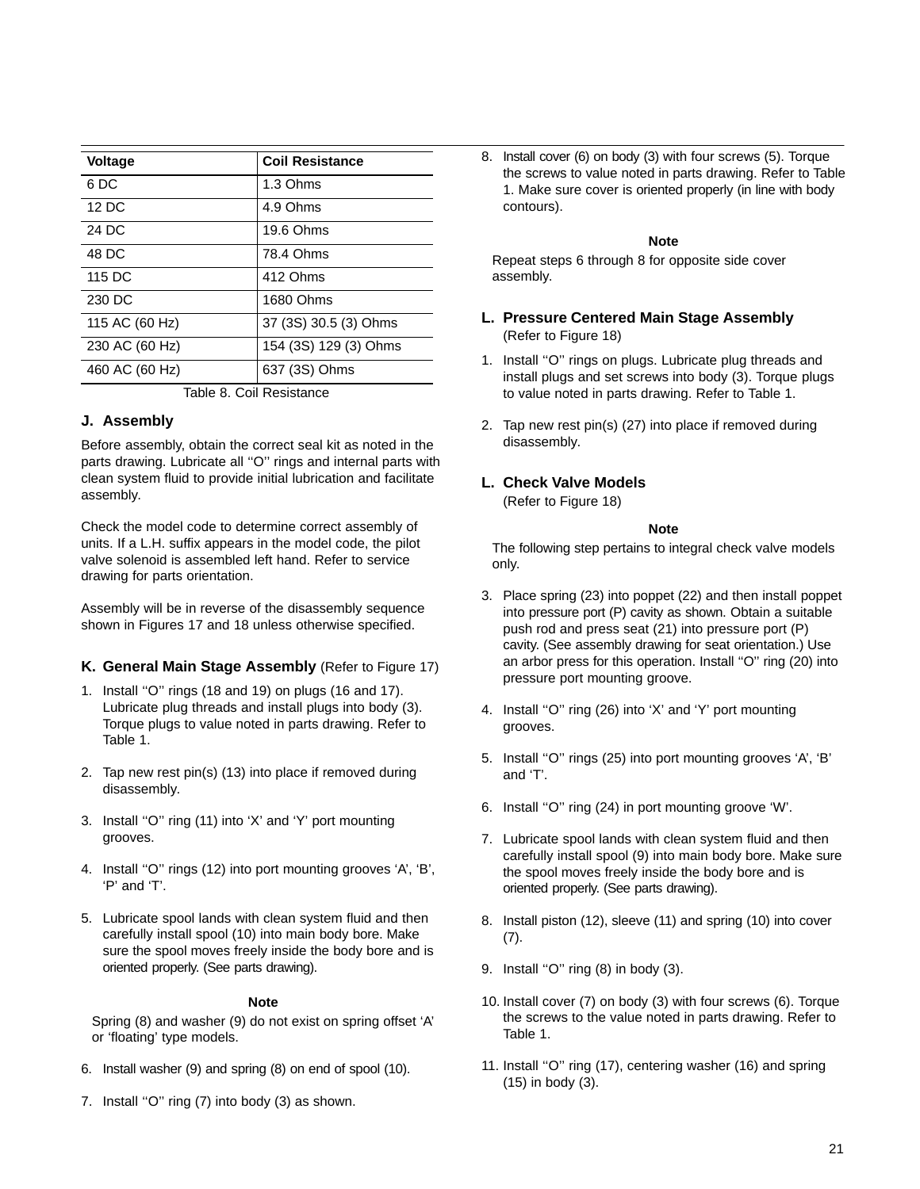| Voltage | Coil Resistance |
|---|---|
| 6 DC | 1.3 Ohms |
| 12 DC | 4.9 Ohms |
| 24 DC | 19.6 Ohms |
| 48 DC | 78.4 Ohms |
| 115 DC | 412 Ohms |
| 230 DC | 1680 Ohms |
| 115 AC (60 Hz) | 37 (3S) 30.5 (3) Ohms |
| 230 AC (60 Hz) | 154 (3S) 129 (3) Ohms |
| 460 AC (60 Hz) | 637 (3S) Ohms |

Table 8. Coil Resistance

### J. Assembly

Before assembly, obtain the correct seal kit as noted in the parts drawing. Lubricate all ''O'' rings and internal parts with clean system fluid to provide initial lubrication and facilitate assembly.

Check the model code to determine correct assembly of units. If a L.H. suffix appears in the model code, the pilot valve solenoid is assembled left hand. Refer to service drawing for parts orientation.

Assembly will be in reverse of the disassembly sequence shown in Figures 17 and 18 unless otherwise specified.

### K. General Main Stage Assembly (Refer to Figure 17)

1. Install ''O'' rings (18 and 19) on plugs (16 and 17). Lubricate plug threads and install plugs into body (3). Torque plugs to value noted in parts drawing. Refer to Table 1.
2. Tap new rest pin(s) (13) into place if removed during disassembly.
3. Install ''O'' ring (11) into 'X' and 'Y' port mounting grooves.
4. Install ''O'' rings (12) into port mounting grooves 'A', 'B', 'P' and 'T'.
5. Lubricate spool lands with clean system fluid and then carefully install spool (10) into main body bore. Make sure the spool moves freely inside the body bore and is oriented properly. (See parts drawing).

**Note**

Spring (8) and washer (9) do not exist on spring offset 'A' or 'floating' type models.

6. Install washer (9) and spring (8) on end of spool (10).
7. Install ''O'' ring (7) into body (3) as shown.
8. Install cover (6) on body (3) with four screws (5). Torque the screws to value noted in parts drawing. Refer to Table 1. Make sure cover is oriented properly (in line with body contours).

**Note**

Repeat steps 6 through 8 for opposite side cover assembly.

### L. Pressure Centered Main Stage Assembly

(Refer to Figure 18)

1. Install ''O'' rings on plugs. Lubricate plug threads and install plugs and set screws into body (3). Torque plugs to value noted in parts drawing. Refer to Table 1.
2. Tap new rest pin(s) (27) into place if removed during disassembly.

### L. Check Valve Models

(Refer to Figure 18)

**Note**

The following step pertains to integral check valve models only.

3. Place spring (23) into poppet (22) and then install poppet into pressure port (P) cavity as shown. Obtain a suitable push rod and press seat (21) into pressure port (P) cavity. (See assembly drawing for seat orientation.) Use an arbor press for this operation. Install ''O'' ring (20) into pressure port mounting groove.
4. Install ''O'' ring (26) into 'X' and 'Y' port mounting grooves.
5. Install ''O'' rings (25) into port mounting grooves 'A', 'B' and 'T'.
6. Install ''O'' ring (24) in port mounting groove 'W'.
7. Lubricate spool lands with clean system fluid and then carefully install spool (9) into main body bore. Make sure the spool moves freely inside the body bore and is oriented properly. (See parts drawing).
8. Install piston (12), sleeve (11) and spring (10) into cover (7).
9. Install ''O'' ring (8) in body (3).
10. Install cover (7) on body (3) with four screws (6). Torque the screws to the value noted in parts drawing. Refer to Table 1.
11. Install ''O'' ring (17), centering washer (16) and spring (15) in body (3).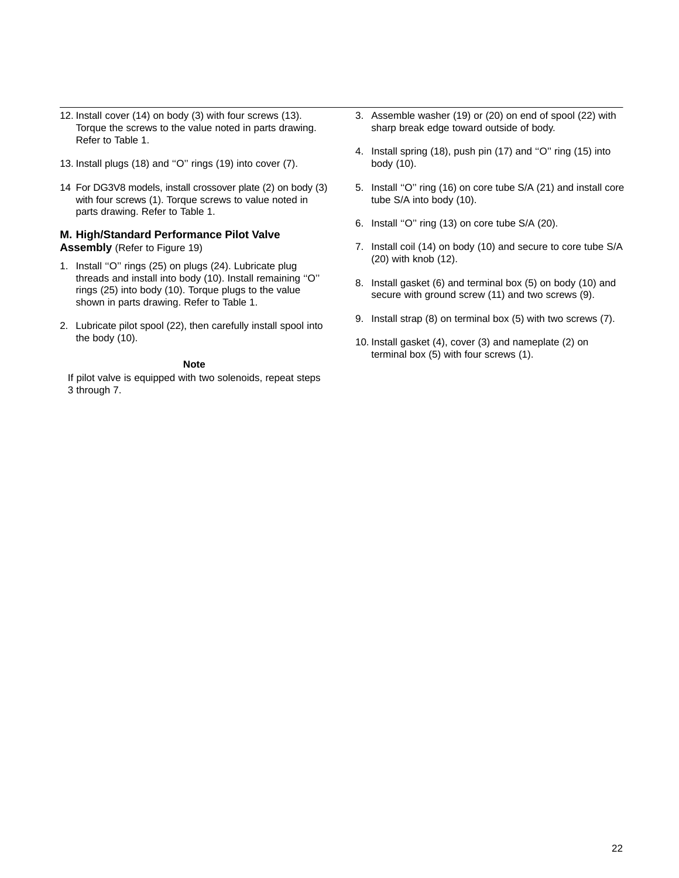12. Install cover (14) on body (3) with four screws (13). Torque the screws to the value noted in parts drawing. Refer to Table 1.

13. Install plugs (18) and ''O'' rings (19) into cover (7).

14 For DG3V8 models, install crossover plate (2) on body (3) with four screws (1). Torque screws to value noted in parts drawing. Refer to Table 1.

### M. High/Standard Performance Pilot Valve Assembly (Refer to Figure 19)

1. Install ''O'' rings (25) on plugs (24). Lubricate plug threads and install into body (10). Install remaining ''O'' rings (25) into body (10). Torque plugs to the value shown in parts drawing. Refer to Table 1.

2. Lubricate pilot spool (22), then carefully install spool into the body (10).

**Note**

If pilot valve is equipped with two solenoids, repeat steps 3 through 7.

3. Assemble washer (19) or (20) on end of spool (22) with sharp break edge toward outside of body.

4. Install spring (18), push pin (17) and ''O'' ring (15) into body (10).

5. Install "O" ring (16) on core tube S/A (21) and install core tube S/A into body (10).

6. Install ''O'' ring (13) on core tube S/A (20).

7. Install coil (14) on body (10) and secure to core tube S/A (20) with knob (12).

8. Install gasket (6) and terminal box (5) on body (10) and secure with ground screw (11) and two screws (9).

9. Install strap (8) on terminal box (5) with two screws (7).

10. Install gasket (4), cover (3) and nameplate (2) on terminal box (5) with four screws (1).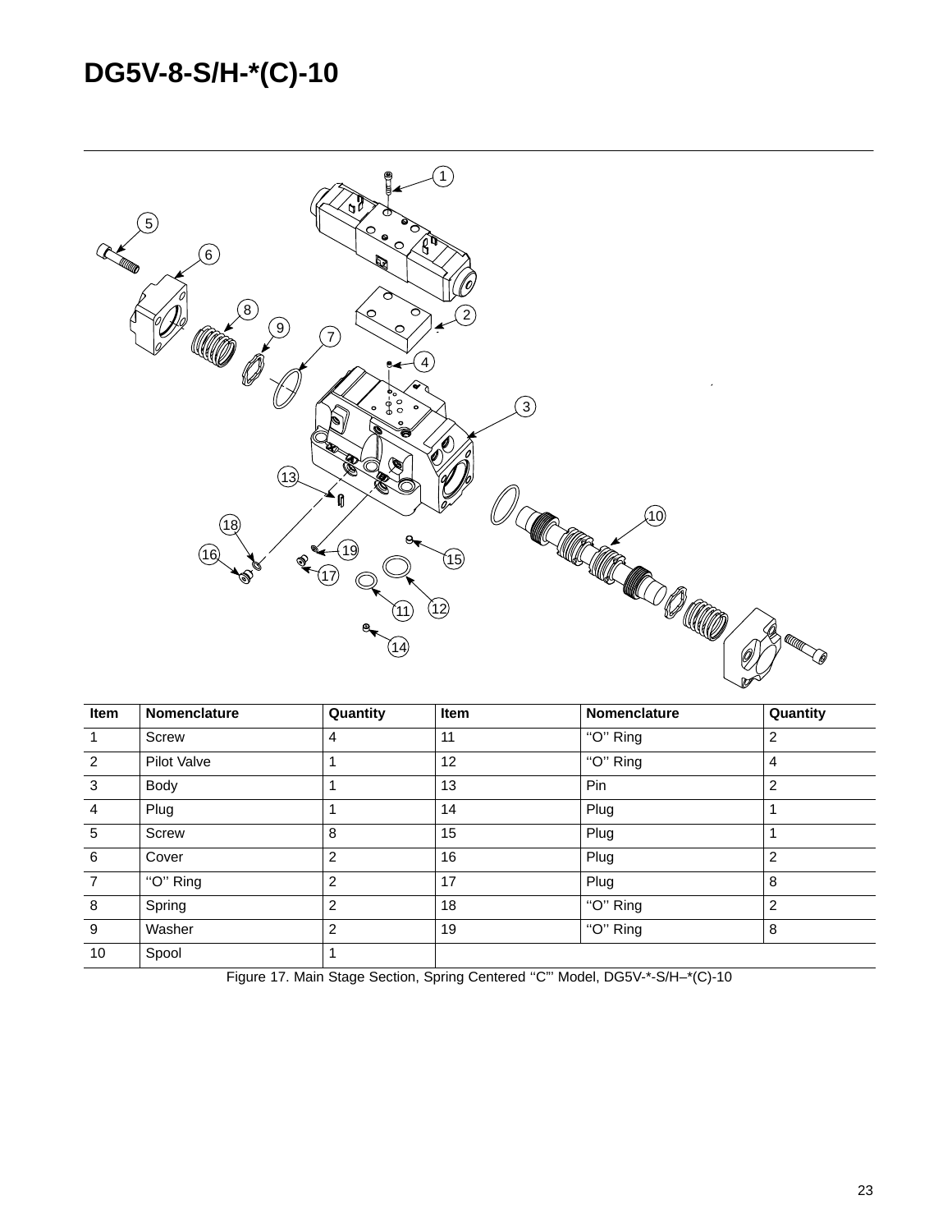# DG5V-8-S/H-*(C)-10

| Item | Nomenclature | Quantity | Item | Nomenclature | Quantity |
|---|---|---|---|---|---|
| 1 | Screw | 4 | 11 | ‘‘O’’ Ring | 2 |
| 2 | Pilot Valve | 1 | 12 | ‘‘O’’ Ring | 4 |
| 3 | Body | 1 | 13 | Pin | 2 |
| 4 | Plug | 1 | 14 | Plug | 1 |
| 5 | Screw | 8 | 15 | Plug | 1 |
| 6 | Cover | 2 | 16 | Plug | 2 |
| 7 | ‘‘O’’ Ring | 2 | 17 | Plug | 8 |
| 8 | Spring | 2 | 18 | ‘‘O’’ Ring | 2 |
| 9 | Washer | 2 | 19 | ‘‘O’’ Ring | 8 |
| 10 | Spool | 1 | | | |

Figure 17. Main Stage Section, Spring Centered ‘‘C’’ Model, DG5V-*-S/H–*(C)-10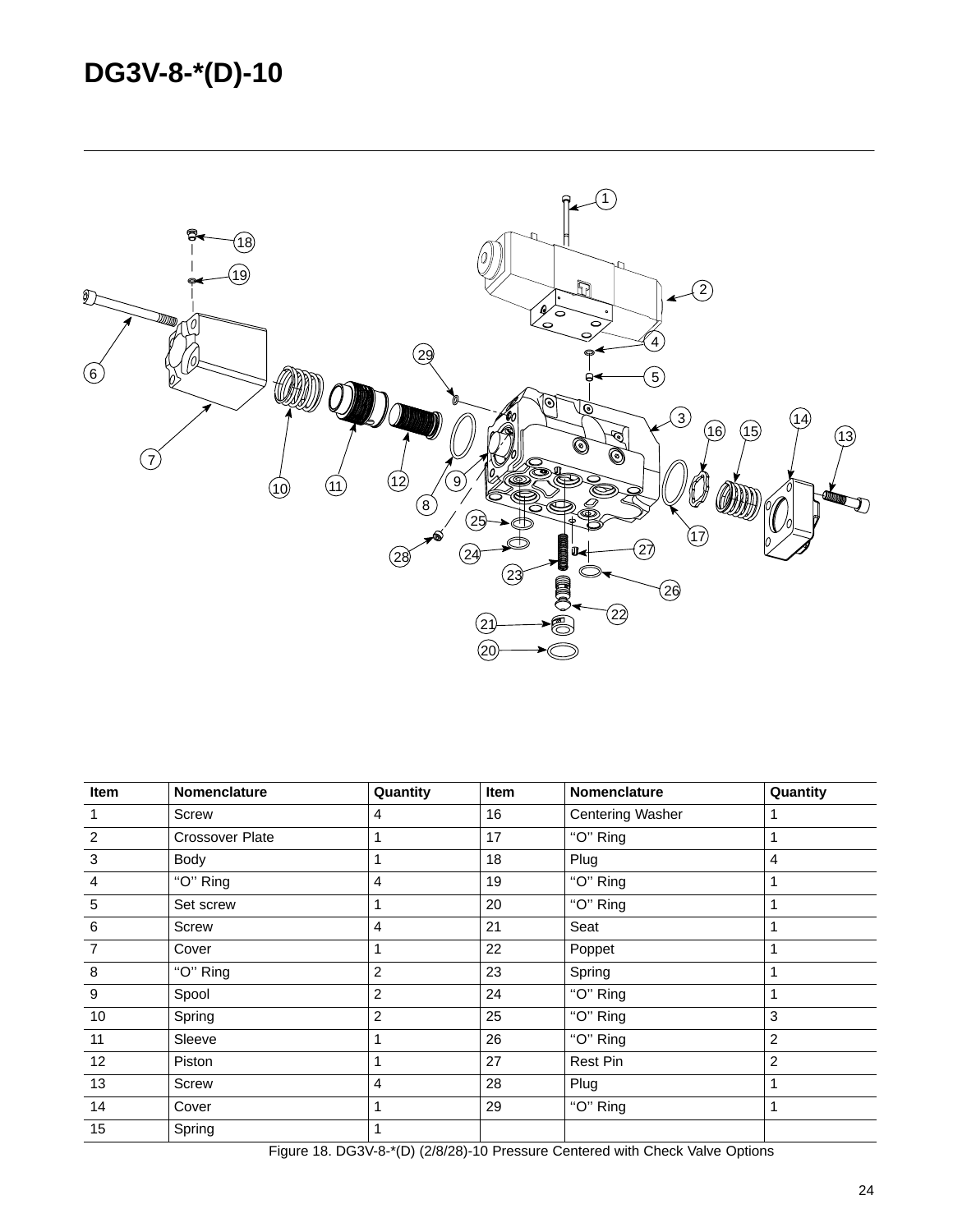# DG3V-8-*(D)-10

| Item | Nomenclature | Quantity | Item | Nomenclature | Quantity |
|---|---|---|---|---|---|
| 1 | Screw | 4 | 16 | Centering Washer | 1 |
| 2 | Crossover Plate | 1 | 17 | "O" Ring | 1 |
| 3 | Body | 1 | 18 | Plug | 4 |
| 4 | "O" Ring | 4 | 19 | "O" Ring | 1 |
| 5 | Set screw | 1 | 20 | "O" Ring | 1 |
| 6 | Screw | 4 | 21 | Seat | 1 |
| 7 | Cover | 1 | 22 | Poppet | 1 |
| 8 | "O" Ring | 2 | 23 | Spring | 1 |
| 9 | Spool | 2 | 24 | "O" Ring | 1 |
| 10 | Spring | 2 | 25 | "O" Ring | 3 |
| 11 | Sleeve | 1 | 26 | "O" Ring | 2 |
| 12 | Piston | 1 | 27 | Rest Pin | 2 |
| 13 | Screw | 4 | 28 | Plug | 1 |
| 14 | Cover | 1 | 29 | "O" Ring | 1 |
| 15 | Spring | 1 | | | |

Figure 18. DG3V-8-*(D) (2/8/28)-10 Pressure Centered with Check Valve Options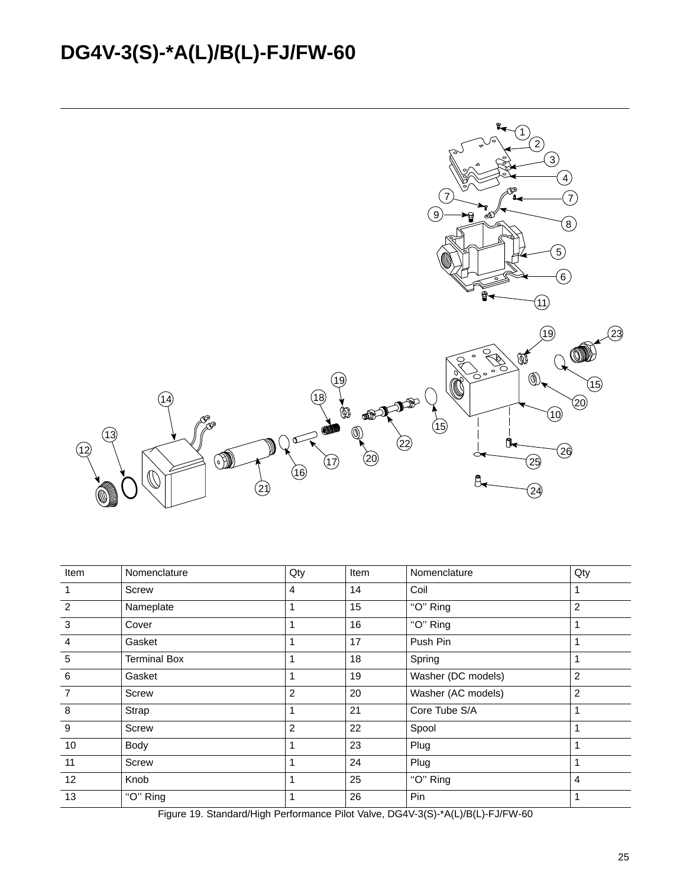# DG4V-3(S)-*A(L)/B(L)-FJ/FW-60

| Item | Nomenclature | Qty | Item | Nomenclature | Qty |
|---|---|---|---|---|---|
| 1 | Screw | 4 | 14 | Coil | 1 |
| 2 | Nameplate | 1 | 15 | "O" Ring | 2 |
| 3 | Cover | 1 | 16 | "O" Ring | 1 |
| 4 | Gasket | 1 | 17 | Push Pin | 1 |
| 5 | Terminal Box | 1 | 18 | Spring | 1 |
| 6 | Gasket | 1 | 19 | Washer (DC models) | 2 |
| 7 | Screw | 2 | 20 | Washer (AC models) | 2 |
| 8 | Strap | 1 | 21 | Core Tube S/A | 1 |
| 9 | Screw | 2 | 22 | Spool | 1 |
| 10 | Body | 1 | 23 | Plug | 1 |
| 11 | Screw | 1 | 24 | Plug | 1 |
| 12 | Knob | 1 | 25 | "O" Ring | 4 |
| 13 | "O" Ring | 1 | 26 | Pin | 1 |

Figure 19. Standard/High Performance Pilot Valve, DG4V-3(S)-*A(L)/B(L)-FJ/FW-60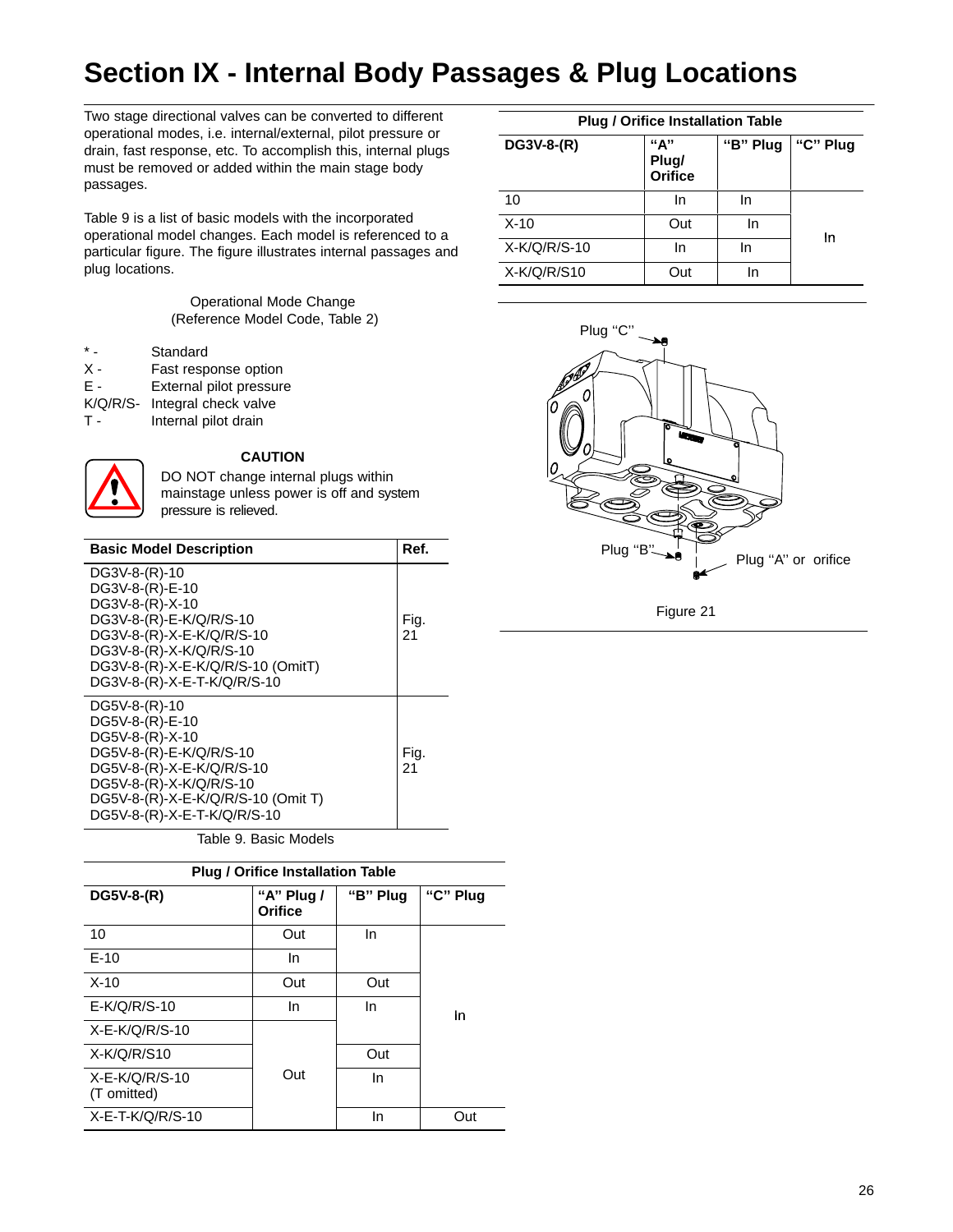# Section IX - Internal Body Passages & Plug Locations

Two stage directional valves can be converted to different operational modes, i.e. internal/external, pilot pressure or drain, fast response, etc. To accomplish this, internal plugs must be removed or added within the main stage body passages.

Table 9 is a list of basic models with the incorporated operational model changes. Each model is referenced to a particular figure. The figure illustrates internal passages and plug locations.

Operational Mode Change
(Reference Model Code, Table 2)

| | |
|---|---|
| * - | Standard |
| X - | Fast response option |
| E - | External pilot pressure |
| K/Q/R/S- | Integral check valve |
| T - | Internal pilot drain |

**CAUTION**

DO NOT change internal plugs within mainstage unless power is off and system pressure is relieved.

| Basic Model Description | Ref. |
|---|---|
| DG3V-8-(R)-10<br>DG3V-8-(R)-E-10<br>DG3V-8-(R)-X-10<br>DG3V-8-(R)-E-K/Q/R/S-10<br>DG3V-8-(R)-X-E-K/Q/R/S-10<br>DG3V-8-(R)-X-K/Q/R/S-10<br>DG3V-8-(R)-X-E-K/Q/R/S-10 (OmitT)<br>DG3V-8-(R)-X-E-T-K/Q/R/S-10 | Fig. 21 |
| DG5V-8-(R)-10<br>DG5V-8-(R)-E-10<br>DG5V-8-(R)-X-10<br>DG5V-8-(R)-E-K/Q/R/S-10<br>DG5V-8-(R)-X-E-K/Q/R/S-10<br>DG5V-8-(R)-X-K/Q/R/S-10<br>DG5V-8-(R)-X-E-K/Q/R/S-10 (Omit T)<br>DG5V-8-(R)-X-E-T-K/Q/R/S-10 | Fig. 21 |

Table 9. Basic Models

**Plug / Orifice Installation Table**

| DG5V-8-(R) | "A" Plug / Orifice | "B" Plug | "C" Plug |
|---|---|---|---|
| 10 | Out | In | In |
| E-10 | In | In | In |
| X-10 | Out | Out | In |
| E-K/Q/R/S-10 | In | In | In |
| X-E-K/Q/R/S-10 | Out | In | In |
| X-K/Q/R/S10 | Out | Out | In |
| X-E-K/Q/R/S-10 (T omitted) | Out | In | In |
| X-E-T-K/Q/R/S-10 | Out | In | Out |

**Plug / Orifice Installation Table**

| DG3V-8-(R) | "A" Plug/ Orifice | "B" Plug | "C" Plug |
|---|---|---|---|
| 10 | In | In | In |
| X-10 | Out | In | In |
| X-K/Q/R/S-10 | In | In | In |
| X-K/Q/R/S10 | Out | In | In |

Plug "C"

Plug "B"

Plug "A" or orifice

Figure 21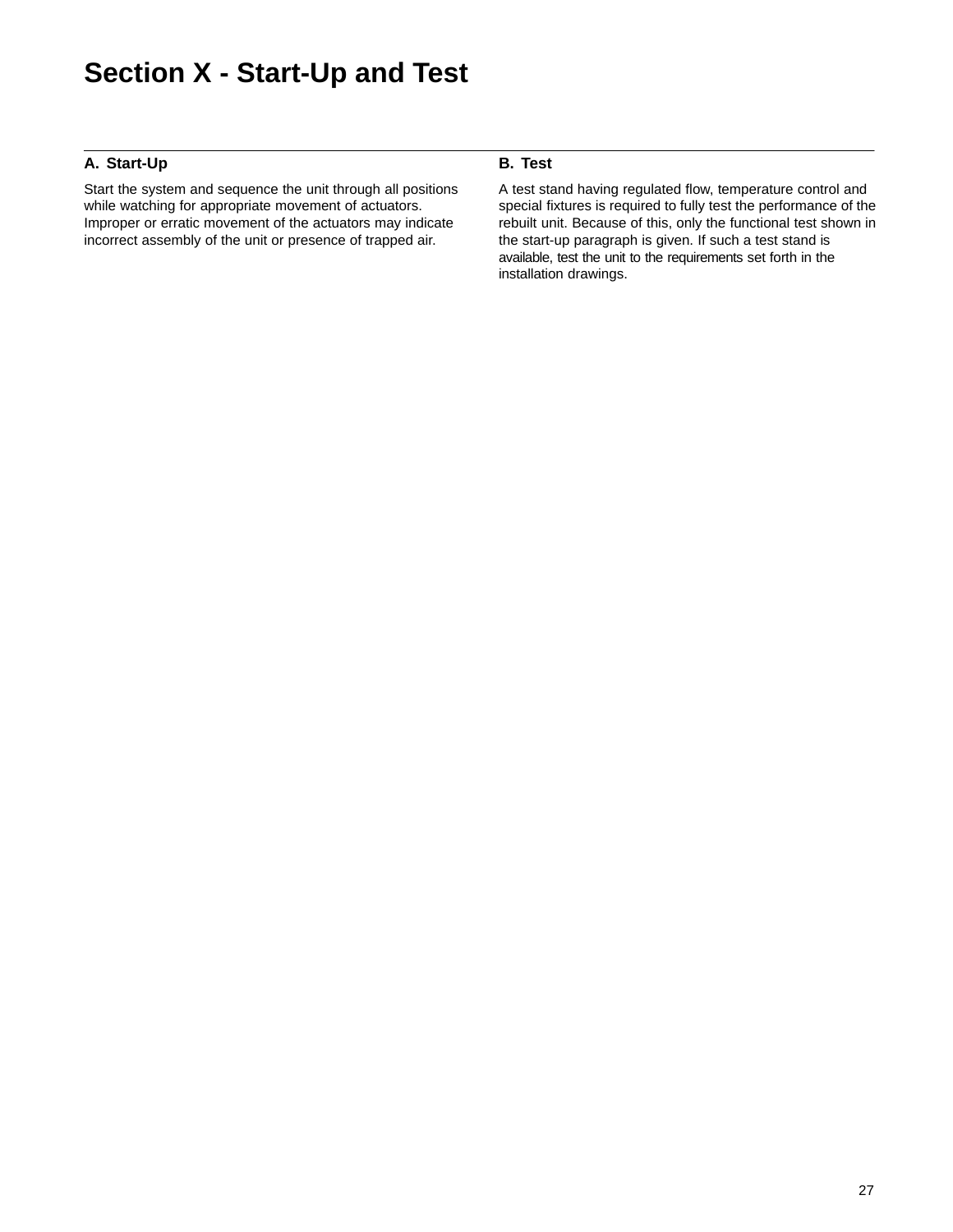# Section X - Start-Up and Test

## A. Start-Up

Start the system and sequence the unit through all positions while watching for appropriate movement of actuators. Improper or erratic movement of the actuators may indicate incorrect assembly of the unit or presence of trapped air.

## B. Test

A test stand having regulated flow, temperature control and special fixtures is required to fully test the performance of the rebuilt unit. Because of this, only the functional test shown in the start-up paragraph is given. If such a test stand is available, test the unit to the requirements set forth in the installation drawings.